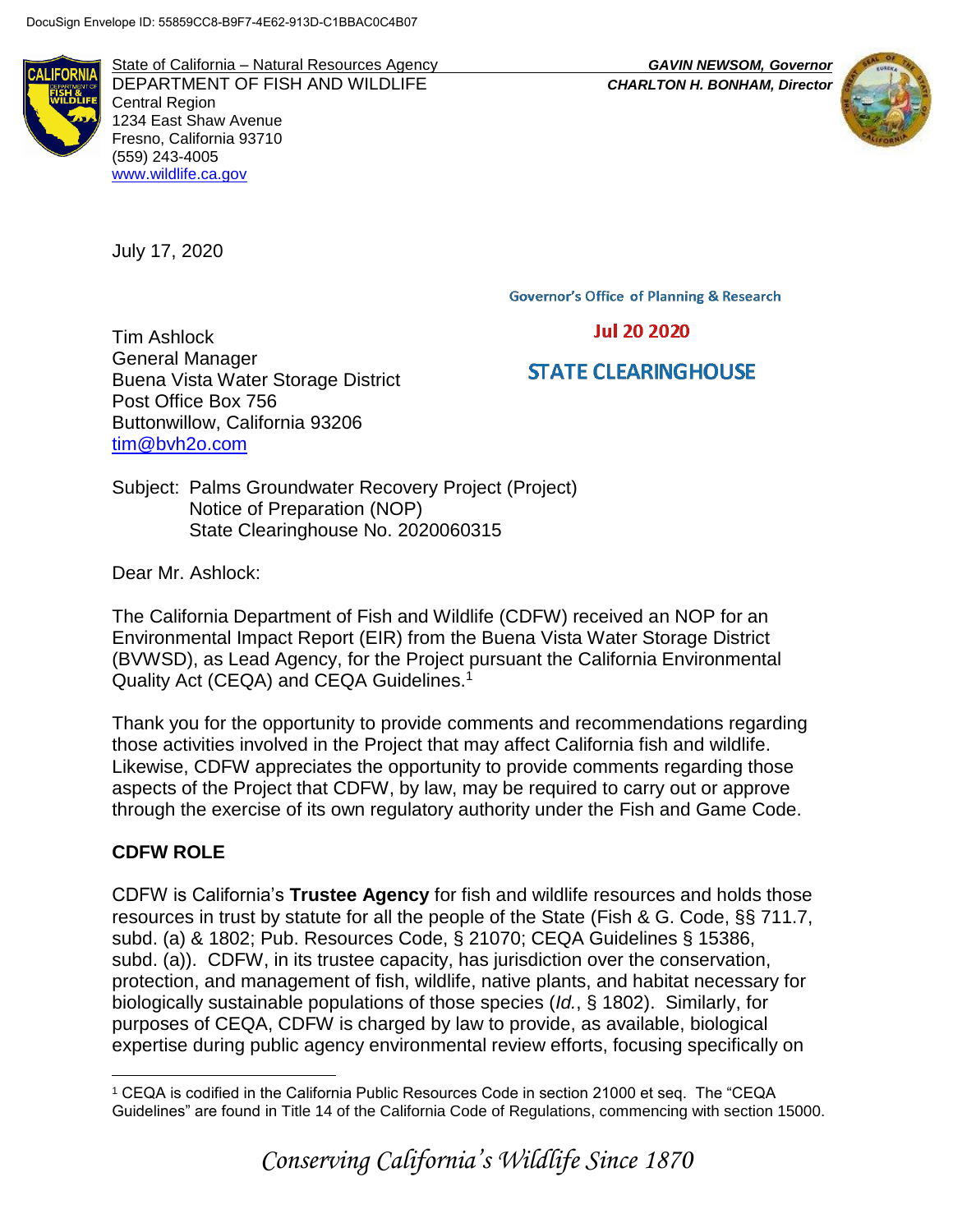DocuSign Envelope ID: 55859CC8-B9F7-4E62-913D-C1BBAC0C4B07

State of California – Natural Resources Agency
DEPARTMENT OF FISH AND WILDLIFE
Central Region
1234 East Shaw Avenue
Fresno, California 93710
(559) 243-4005
www.wildlife.ca.gov

***GAVIN NEWSOM, Governor***
***CHARLTON H. BONHAM, Director***

July 17, 2020

Governor's Office of Planning & Research

Jul 20 2020

STATE CLEARINGHOUSE

Tim Ashlock
General Manager
Buena Vista Water Storage District
Post Office Box 756
Buttonwillow, California 93206
tim@bvh2o.com

Subject: Palms Groundwater Recovery Project (Project)
Notice of Preparation (NOP)
State Clearinghouse No. 2020060315

Dear Mr. Ashlock:

The California Department of Fish and Wildlife (CDFW) received an NOP for an Environmental Impact Report (EIR) from the Buena Vista Water Storage District (BVWSD), as Lead Agency, for the Project pursuant the California Environmental Quality Act (CEQA) and CEQA Guidelines.[1]

Thank you for the opportunity to provide comments and recommendations regarding those activities involved in the Project that may affect California fish and wildlife. Likewise, CDFW appreciates the opportunity to provide comments regarding those aspects of the Project that CDFW, by law, may be required to carry out or approve through the exercise of its own regulatory authority under the Fish and Game Code.

**CDFW ROLE**

CDFW is California's **Trustee Agency** for fish and wildlife resources and holds those resources in trust by statute for all the people of the State (Fish & G. Code, §§ 711.7, subd. (a) & 1802; Pub. Resources Code, § 21070; CEQA Guidelines § 15386, subd. (a)). CDFW, in its trustee capacity, has jurisdiction over the conservation, protection, and management of fish, wildlife, native plants, and habitat necessary for biologically sustainable populations of those species (*Id.*, § 1802). Similarly, for purposes of CEQA, CDFW is charged by law to provide, as available, biological expertise during public agency environmental review efforts, focusing specifically on

[1] CEQA is codified in the California Public Resources Code in section 21000 et seq. The "CEQA Guidelines" are found in Title 14 of the California Code of Regulations, commencing with section 15000.

*Conserving California's Wildlife Since 1870*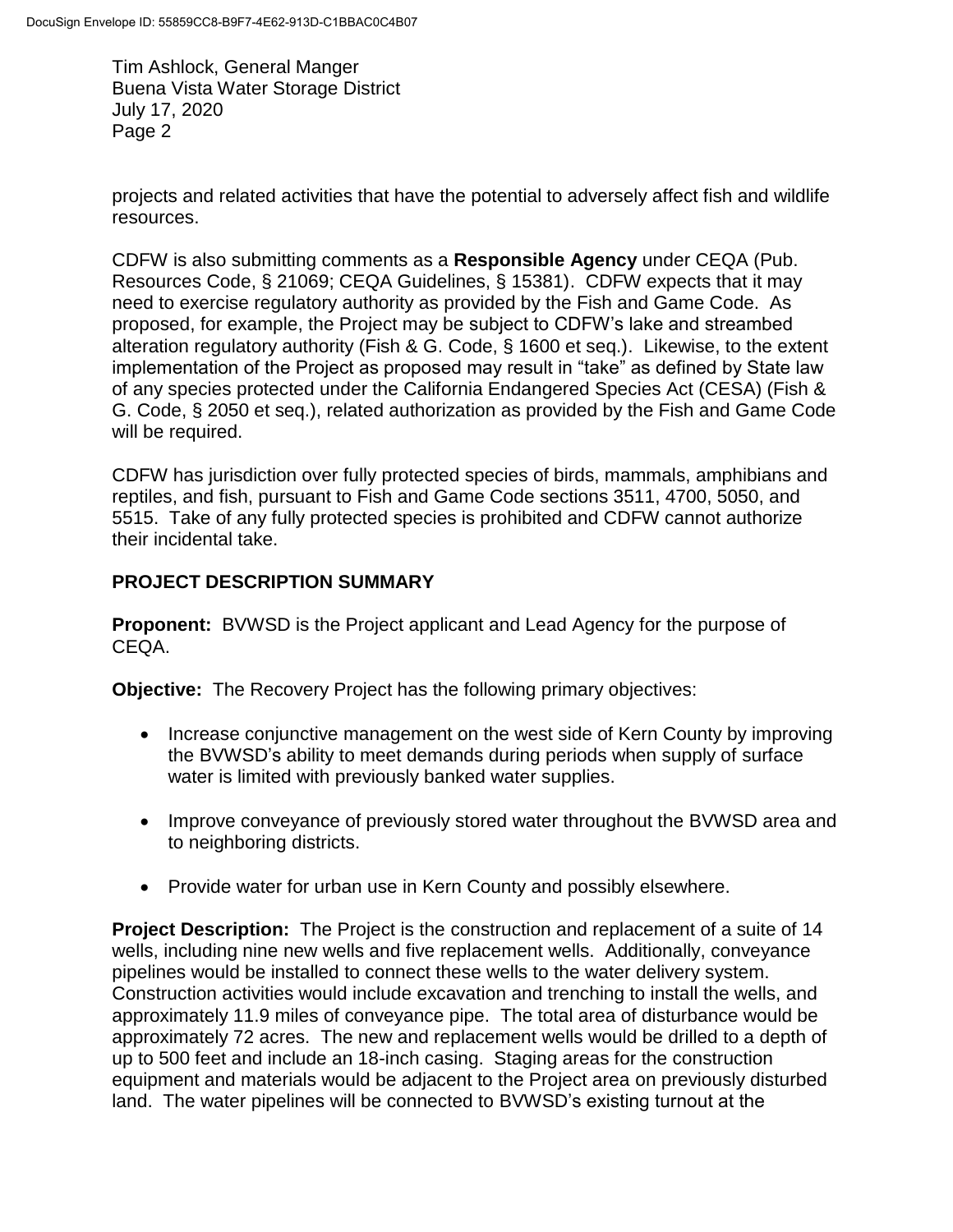projects and related activities that have the potential to adversely affect fish and wildlife resources.

CDFW is also submitting comments as a **Responsible Agency** under CEQA (Pub. Resources Code, § 21069; CEQA Guidelines, § 15381). CDFW expects that it may need to exercise regulatory authority as provided by the Fish and Game Code. As proposed, for example, the Project may be subject to CDFW's lake and streambed alteration regulatory authority (Fish & G. Code, § 1600 et seq.). Likewise, to the extent implementation of the Project as proposed may result in "take" as defined by State law of any species protected under the California Endangered Species Act (CESA) (Fish & G. Code, § 2050 et seq.), related authorization as provided by the Fish and Game Code will be required.

CDFW has jurisdiction over fully protected species of birds, mammals, amphibians and reptiles, and fish, pursuant to Fish and Game Code sections 3511, 4700, 5050, and 5515. Take of any fully protected species is prohibited and CDFW cannot authorize their incidental take.

## PROJECT DESCRIPTION SUMMARY

**Proponent:** BVWSD is the Project applicant and Lead Agency for the purpose of CEQA.

**Objective:** The Recovery Project has the following primary objectives:

- Increase conjunctive management on the west side of Kern County by improving the BVWSD's ability to meet demands during periods when supply of surface water is limited with previously banked water supplies.
- Improve conveyance of previously stored water throughout the BVWSD area and to neighboring districts.
- Provide water for urban use in Kern County and possibly elsewhere.

**Project Description:** The Project is the construction and replacement of a suite of 14 wells, including nine new wells and five replacement wells. Additionally, conveyance pipelines would be installed to connect these wells to the water delivery system. Construction activities would include excavation and trenching to install the wells, and approximately 11.9 miles of conveyance pipe. The total area of disturbance would be approximately 72 acres. The new and replacement wells would be drilled to a depth of up to 500 feet and include an 18-inch casing. Staging areas for the construction equipment and materials would be adjacent to the Project area on previously disturbed land. The water pipelines will be connected to BVWSD's existing turnout at the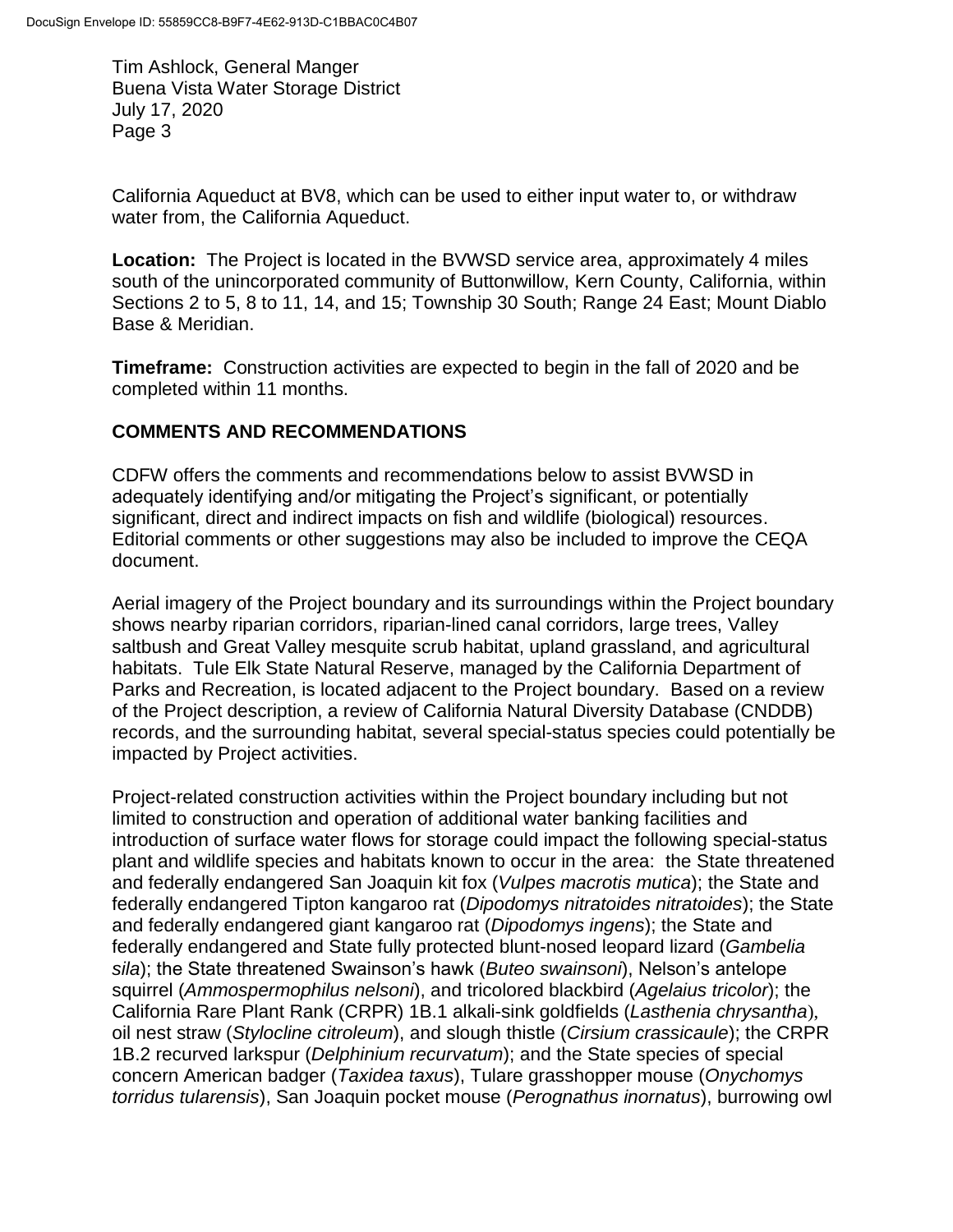California Aqueduct at BV8, which can be used to either input water to, or withdraw water from, the California Aqueduct.

**Location:** The Project is located in the BVWSD service area, approximately 4 miles south of the unincorporated community of Buttonwillow, Kern County, California, within Sections 2 to 5, 8 to 11, 14, and 15; Township 30 South; Range 24 East; Mount Diablo Base & Meridian.

**Timeframe:** Construction activities are expected to begin in the fall of 2020 and be completed within 11 months.

## COMMENTS AND RECOMMENDATIONS

CDFW offers the comments and recommendations below to assist BVWSD in adequately identifying and/or mitigating the Project's significant, or potentially significant, direct and indirect impacts on fish and wildlife (biological) resources. Editorial comments or other suggestions may also be included to improve the CEQA document.

Aerial imagery of the Project boundary and its surroundings within the Project boundary shows nearby riparian corridors, riparian-lined canal corridors, large trees, Valley saltbush and Great Valley mesquite scrub habitat, upland grassland, and agricultural habitats. Tule Elk State Natural Reserve, managed by the California Department of Parks and Recreation, is located adjacent to the Project boundary. Based on a review of the Project description, a review of California Natural Diversity Database (CNDDB) records, and the surrounding habitat, several special-status species could potentially be impacted by Project activities.

Project-related construction activities within the Project boundary including but not limited to construction and operation of additional water banking facilities and introduction of surface water flows for storage could impact the following special-status plant and wildlife species and habitats known to occur in the area: the State threatened and federally endangered San Joaquin kit fox (*Vulpes macrotis mutica*); the State and federally endangered Tipton kangaroo rat (*Dipodomys nitratoides nitratoides*); the State and federally endangered giant kangaroo rat (*Dipodomys ingens*); the State and federally endangered and State fully protected blunt-nosed leopard lizard (*Gambelia sila*); the State threatened Swainson's hawk (*Buteo swainsoni*), Nelson's antelope squirrel (*Ammospermophilus nelsoni*), and tricolored blackbird (*Agelaius tricolor*); the California Rare Plant Rank (CRPR) 1B.1 alkali-sink goldfields (*Lasthenia chrysantha*), oil nest straw (*Stylocline citroleum*), and slough thistle (*Cirsium crassicaule*); the CRPR 1B.2 recurved larkspur (*Delphinium recurvatum*); and the State species of special concern American badger (*Taxidea taxus*), Tulare grasshopper mouse (*Onychomys torridus tularensis*), San Joaquin pocket mouse (*Perognathus inornatus*), burrowing owl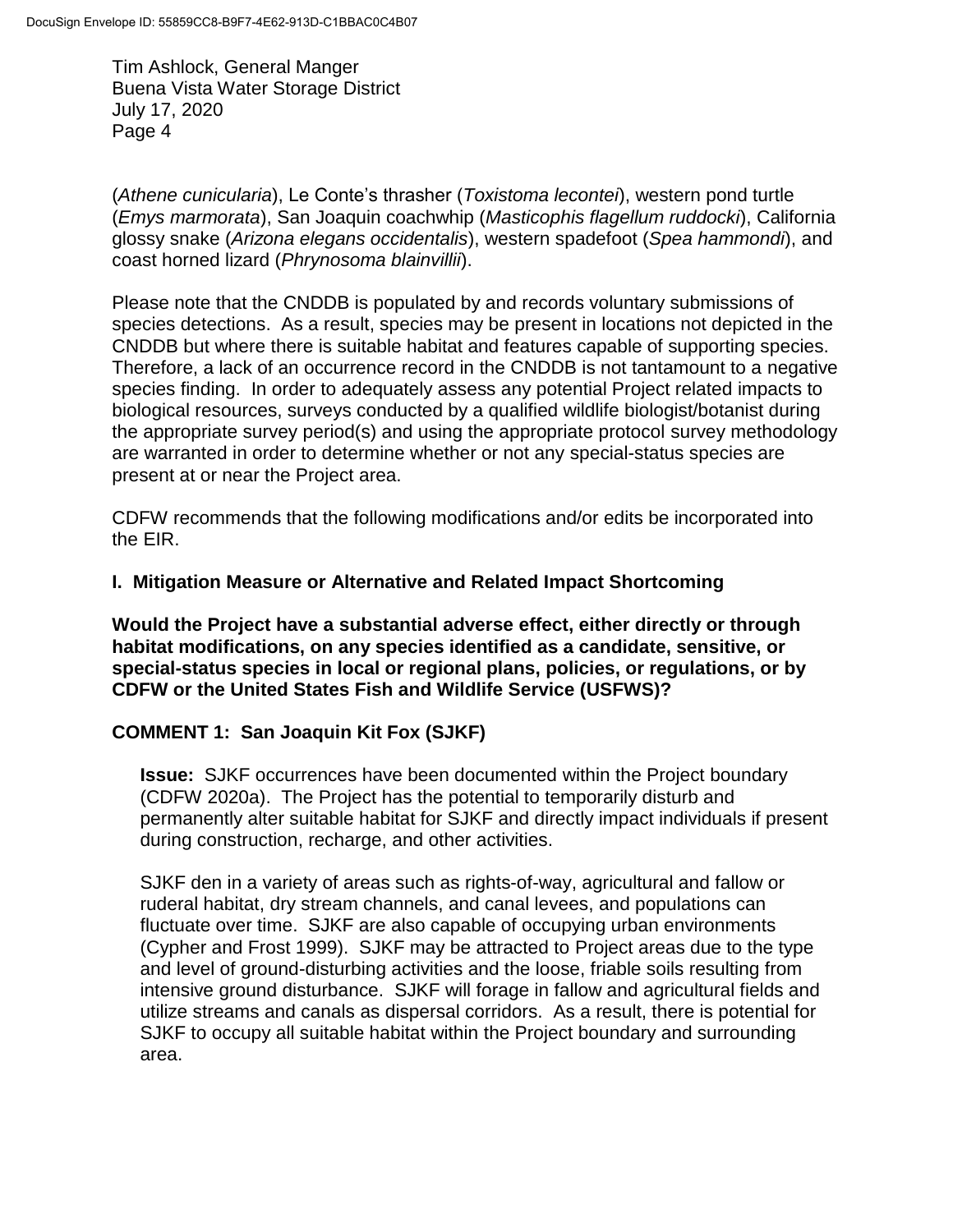(*Athene cunicularia*), Le Conte's thrasher (*Toxistoma lecontei*), western pond turtle (*Emys marmorata*), San Joaquin coachwhip (*Masticophis flagellum ruddocki*), California glossy snake (*Arizona elegans occidentalis*), western spadefoot (*Spea hammondi*), and coast horned lizard (*Phrynosoma blainvillii*).

Please note that the CNDDB is populated by and records voluntary submissions of species detections. As a result, species may be present in locations not depicted in the CNDDB but where there is suitable habitat and features capable of supporting species. Therefore, a lack of an occurrence record in the CNDDB is not tantamount to a negative species finding. In order to adequately assess any potential Project related impacts to biological resources, surveys conducted by a qualified wildlife biologist/botanist during the appropriate survey period(s) and using the appropriate protocol survey methodology are warranted in order to determine whether or not any special-status species are present at or near the Project area.

CDFW recommends that the following modifications and/or edits be incorporated into the EIR.

**I. Mitigation Measure or Alternative and Related Impact Shortcoming**

**Would the Project have a substantial adverse effect, either directly or through habitat modifications, on any species identified as a candidate, sensitive, or special-status species in local or regional plans, policies, or regulations, or by CDFW or the United States Fish and Wildlife Service (USFWS)?**

**COMMENT 1: San Joaquin Kit Fox (SJKF)**

**Issue:** SJKF occurrences have been documented within the Project boundary (CDFW 2020a). The Project has the potential to temporarily disturb and permanently alter suitable habitat for SJKF and directly impact individuals if present during construction, recharge, and other activities.

SJKF den in a variety of areas such as rights-of-way, agricultural and fallow or ruderal habitat, dry stream channels, and canal levees, and populations can fluctuate over time. SJKF are also capable of occupying urban environments (Cypher and Frost 1999). SJKF may be attracted to Project areas due to the type and level of ground-disturbing activities and the loose, friable soils resulting from intensive ground disturbance. SJKF will forage in fallow and agricultural fields and utilize streams and canals as dispersal corridors. As a result, there is potential for SJKF to occupy all suitable habitat within the Project boundary and surrounding area.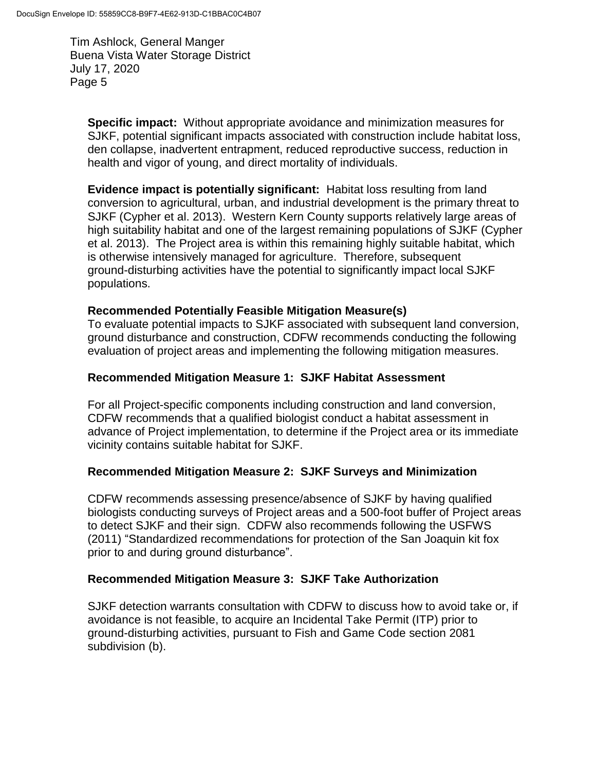**Specific impact:** Without appropriate avoidance and minimization measures for SJKF, potential significant impacts associated with construction include habitat loss, den collapse, inadvertent entrapment, reduced reproductive success, reduction in health and vigor of young, and direct mortality of individuals.

**Evidence impact is potentially significant:** Habitat loss resulting from land conversion to agricultural, urban, and industrial development is the primary threat to SJKF (Cypher et al. 2013). Western Kern County supports relatively large areas of high suitability habitat and one of the largest remaining populations of SJKF (Cypher et al. 2013). The Project area is within this remaining highly suitable habitat, which is otherwise intensively managed for agriculture. Therefore, subsequent ground-disturbing activities have the potential to significantly impact local SJKF populations.

**Recommended Potentially Feasible Mitigation Measure(s)**

To evaluate potential impacts to SJKF associated with subsequent land conversion, ground disturbance and construction, CDFW recommends conducting the following evaluation of project areas and implementing the following mitigation measures.

**Recommended Mitigation Measure 1: SJKF Habitat Assessment**

For all Project-specific components including construction and land conversion, CDFW recommends that a qualified biologist conduct a habitat assessment in advance of Project implementation, to determine if the Project area or its immediate vicinity contains suitable habitat for SJKF.

**Recommended Mitigation Measure 2: SJKF Surveys and Minimization**

CDFW recommends assessing presence/absence of SJKF by having qualified biologists conducting surveys of Project areas and a 500-foot buffer of Project areas to detect SJKF and their sign. CDFW also recommends following the USFWS (2011) "Standardized recommendations for protection of the San Joaquin kit fox prior to and during ground disturbance".

**Recommended Mitigation Measure 3: SJKF Take Authorization**

SJKF detection warrants consultation with CDFW to discuss how to avoid take or, if avoidance is not feasible, to acquire an Incidental Take Permit (ITP) prior to ground-disturbing activities, pursuant to Fish and Game Code section 2081 subdivision (b).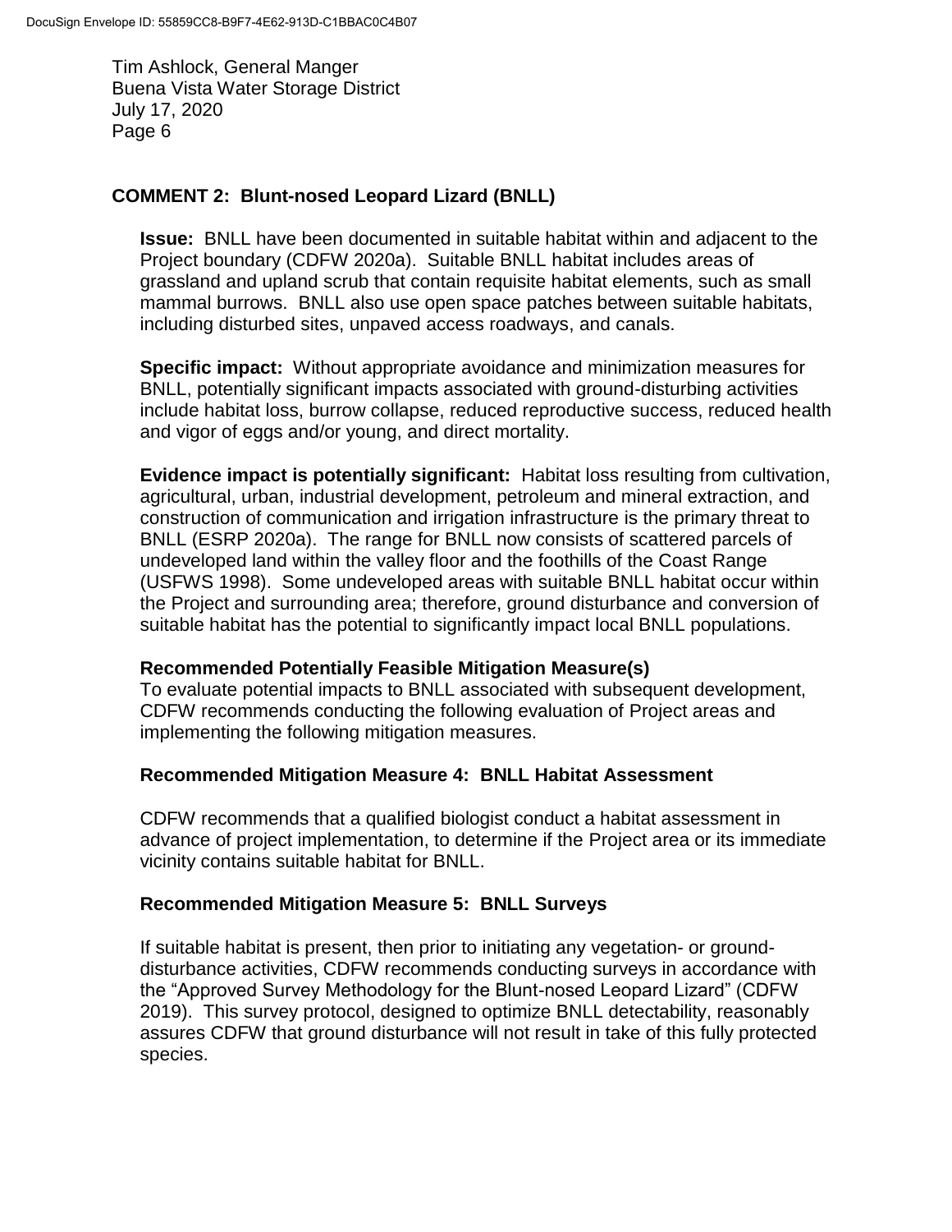## COMMENT 2: Blunt-nosed Leopard Lizard (BNLL)

**Issue:** BNLL have been documented in suitable habitat within and adjacent to the Project boundary (CDFW 2020a). Suitable BNLL habitat includes areas of grassland and upland scrub that contain requisite habitat elements, such as small mammal burrows. BNLL also use open space patches between suitable habitats, including disturbed sites, unpaved access roadways, and canals.

**Specific impact:** Without appropriate avoidance and minimization measures for BNLL, potentially significant impacts associated with ground-disturbing activities include habitat loss, burrow collapse, reduced reproductive success, reduced health and vigor of eggs and/or young, and direct mortality.

**Evidence impact is potentially significant:** Habitat loss resulting from cultivation, agricultural, urban, industrial development, petroleum and mineral extraction, and construction of communication and irrigation infrastructure is the primary threat to BNLL (ESRP 2020a). The range for BNLL now consists of scattered parcels of undeveloped land within the valley floor and the foothills of the Coast Range (USFWS 1998). Some undeveloped areas with suitable BNLL habitat occur within the Project and surrounding area; therefore, ground disturbance and conversion of suitable habitat has the potential to significantly impact local BNLL populations.

### Recommended Potentially Feasible Mitigation Measure(s)

To evaluate potential impacts to BNLL associated with subsequent development, CDFW recommends conducting the following evaluation of Project areas and implementing the following mitigation measures.

### Recommended Mitigation Measure 4: BNLL Habitat Assessment

CDFW recommends that a qualified biologist conduct a habitat assessment in advance of project implementation, to determine if the Project area or its immediate vicinity contains suitable habitat for BNLL.

### Recommended Mitigation Measure 5: BNLL Surveys

If suitable habitat is present, then prior to initiating any vegetation- or ground-disturbance activities, CDFW recommends conducting surveys in accordance with the "Approved Survey Methodology for the Blunt-nosed Leopard Lizard" (CDFW 2019). This survey protocol, designed to optimize BNLL detectability, reasonably assures CDFW that ground disturbance will not result in take of this fully protected species.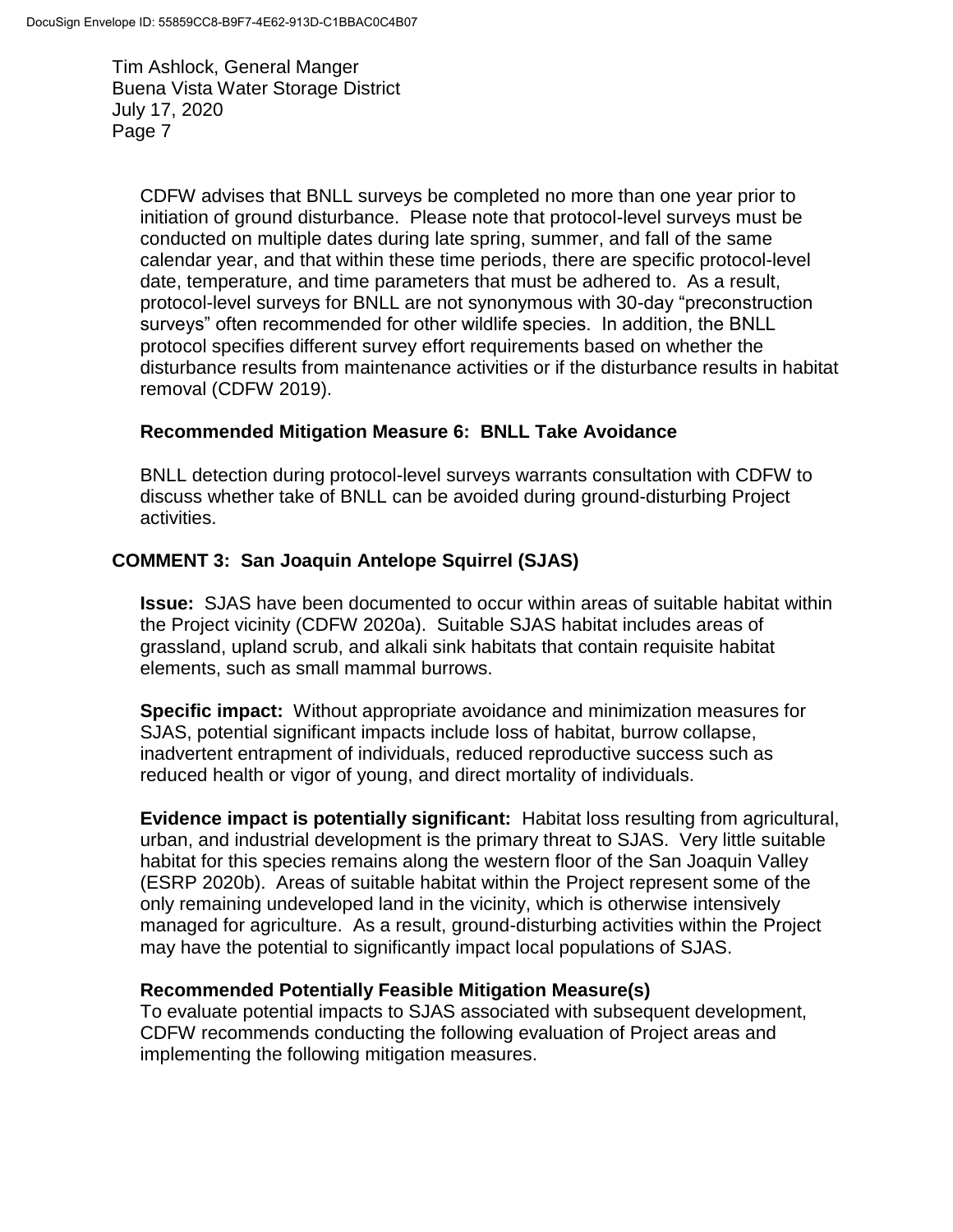CDFW advises that BNLL surveys be completed no more than one year prior to initiation of ground disturbance. Please note that protocol-level surveys must be conducted on multiple dates during late spring, summer, and fall of the same calendar year, and that within these time periods, there are specific protocol-level date, temperature, and time parameters that must be adhered to. As a result, protocol-level surveys for BNLL are not synonymous with 30-day "preconstruction surveys" often recommended for other wildlife species. In addition, the BNLL protocol specifies different survey effort requirements based on whether the disturbance results from maintenance activities or if the disturbance results in habitat removal (CDFW 2019).

**Recommended Mitigation Measure 6: BNLL Take Avoidance**

BNLL detection during protocol-level surveys warrants consultation with CDFW to discuss whether take of BNLL can be avoided during ground-disturbing Project activities.

## COMMENT 3: San Joaquin Antelope Squirrel (SJAS)

**Issue:** SJAS have been documented to occur within areas of suitable habitat within the Project vicinity (CDFW 2020a). Suitable SJAS habitat includes areas of grassland, upland scrub, and alkali sink habitats that contain requisite habitat elements, such as small mammal burrows.

**Specific impact:** Without appropriate avoidance and minimization measures for SJAS, potential significant impacts include loss of habitat, burrow collapse, inadvertent entrapment of individuals, reduced reproductive success such as reduced health or vigor of young, and direct mortality of individuals.

**Evidence impact is potentially significant:** Habitat loss resulting from agricultural, urban, and industrial development is the primary threat to SJAS. Very little suitable habitat for this species remains along the western floor of the San Joaquin Valley (ESRP 2020b). Areas of suitable habitat within the Project represent some of the only remaining undeveloped land in the vicinity, which is otherwise intensively managed for agriculture. As a result, ground-disturbing activities within the Project may have the potential to significantly impact local populations of SJAS.

**Recommended Potentially Feasible Mitigation Measure(s)**
To evaluate potential impacts to SJAS associated with subsequent development, CDFW recommends conducting the following evaluation of Project areas and implementing the following mitigation measures.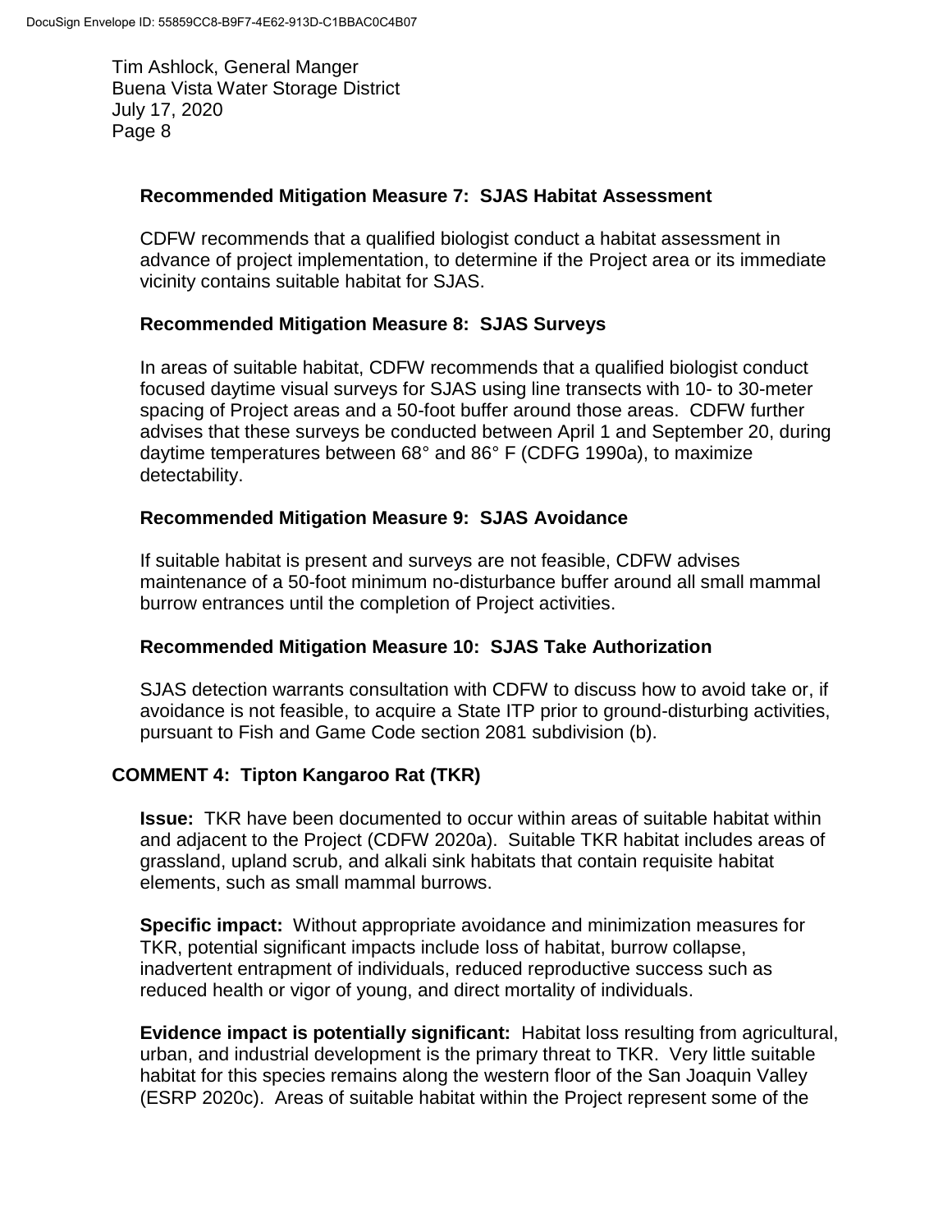### Recommended Mitigation Measure 7: SJAS Habitat Assessment

CDFW recommends that a qualified biologist conduct a habitat assessment in advance of project implementation, to determine if the Project area or its immediate vicinity contains suitable habitat for SJAS.

### Recommended Mitigation Measure 8: SJAS Surveys

In areas of suitable habitat, CDFW recommends that a qualified biologist conduct focused daytime visual surveys for SJAS using line transects with 10- to 30-meter spacing of Project areas and a 50-foot buffer around those areas. CDFW further advises that these surveys be conducted between April 1 and September 20, during daytime temperatures between 68° and 86° F (CDFG 1990a), to maximize detectability.

### Recommended Mitigation Measure 9: SJAS Avoidance

If suitable habitat is present and surveys are not feasible, CDFW advises maintenance of a 50-foot minimum no-disturbance buffer around all small mammal burrow entrances until the completion of Project activities.

### Recommended Mitigation Measure 10: SJAS Take Authorization

SJAS detection warrants consultation with CDFW to discuss how to avoid take or, if avoidance is not feasible, to acquire a State ITP prior to ground-disturbing activities, pursuant to Fish and Game Code section 2081 subdivision (b).

## COMMENT 4: Tipton Kangaroo Rat (TKR)

**Issue:** TKR have been documented to occur within areas of suitable habitat within and adjacent to the Project (CDFW 2020a). Suitable TKR habitat includes areas of grassland, upland scrub, and alkali sink habitats that contain requisite habitat elements, such as small mammal burrows.

**Specific impact:** Without appropriate avoidance and minimization measures for TKR, potential significant impacts include loss of habitat, burrow collapse, inadvertent entrapment of individuals, reduced reproductive success such as reduced health or vigor of young, and direct mortality of individuals.

**Evidence impact is potentially significant:** Habitat loss resulting from agricultural, urban, and industrial development is the primary threat to TKR. Very little suitable habitat for this species remains along the western floor of the San Joaquin Valley (ESRP 2020c). Areas of suitable habitat within the Project represent some of the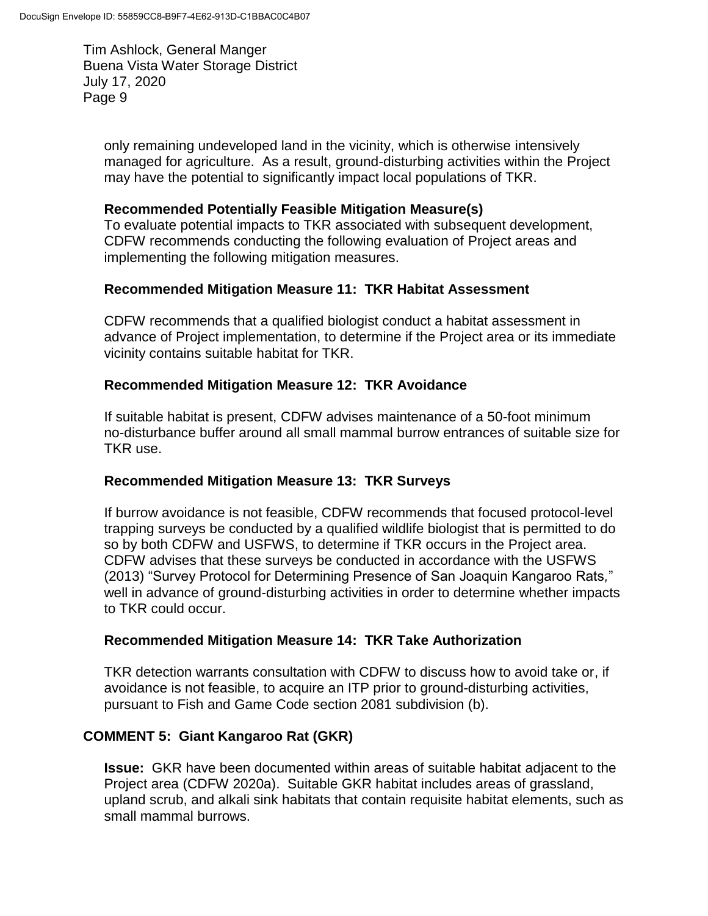only remaining undeveloped land in the vicinity, which is otherwise intensively managed for agriculture. As a result, ground-disturbing activities within the Project may have the potential to significantly impact local populations of TKR.

**Recommended Potentially Feasible Mitigation Measure(s)**
To evaluate potential impacts to TKR associated with subsequent development, CDFW recommends conducting the following evaluation of Project areas and implementing the following mitigation measures.

**Recommended Mitigation Measure 11: TKR Habitat Assessment**

CDFW recommends that a qualified biologist conduct a habitat assessment in advance of Project implementation, to determine if the Project area or its immediate vicinity contains suitable habitat for TKR.

**Recommended Mitigation Measure 12: TKR Avoidance**

If suitable habitat is present, CDFW advises maintenance of a 50-foot minimum no-disturbance buffer around all small mammal burrow entrances of suitable size for TKR use.

**Recommended Mitigation Measure 13: TKR Surveys**

If burrow avoidance is not feasible, CDFW recommends that focused protocol-level trapping surveys be conducted by a qualified wildlife biologist that is permitted to do so by both CDFW and USFWS, to determine if TKR occurs in the Project area. CDFW advises that these surveys be conducted in accordance with the USFWS (2013) "Survey Protocol for Determining Presence of San Joaquin Kangaroo Rats," well in advance of ground-disturbing activities in order to determine whether impacts to TKR could occur.

**Recommended Mitigation Measure 14: TKR Take Authorization**

TKR detection warrants consultation with CDFW to discuss how to avoid take or, if avoidance is not feasible, to acquire an ITP prior to ground-disturbing activities, pursuant to Fish and Game Code section 2081 subdivision (b).

**COMMENT 5: Giant Kangaroo Rat (GKR)**

**Issue:** GKR have been documented within areas of suitable habitat adjacent to the Project area (CDFW 2020a). Suitable GKR habitat includes areas of grassland, upland scrub, and alkali sink habitats that contain requisite habitat elements, such as small mammal burrows.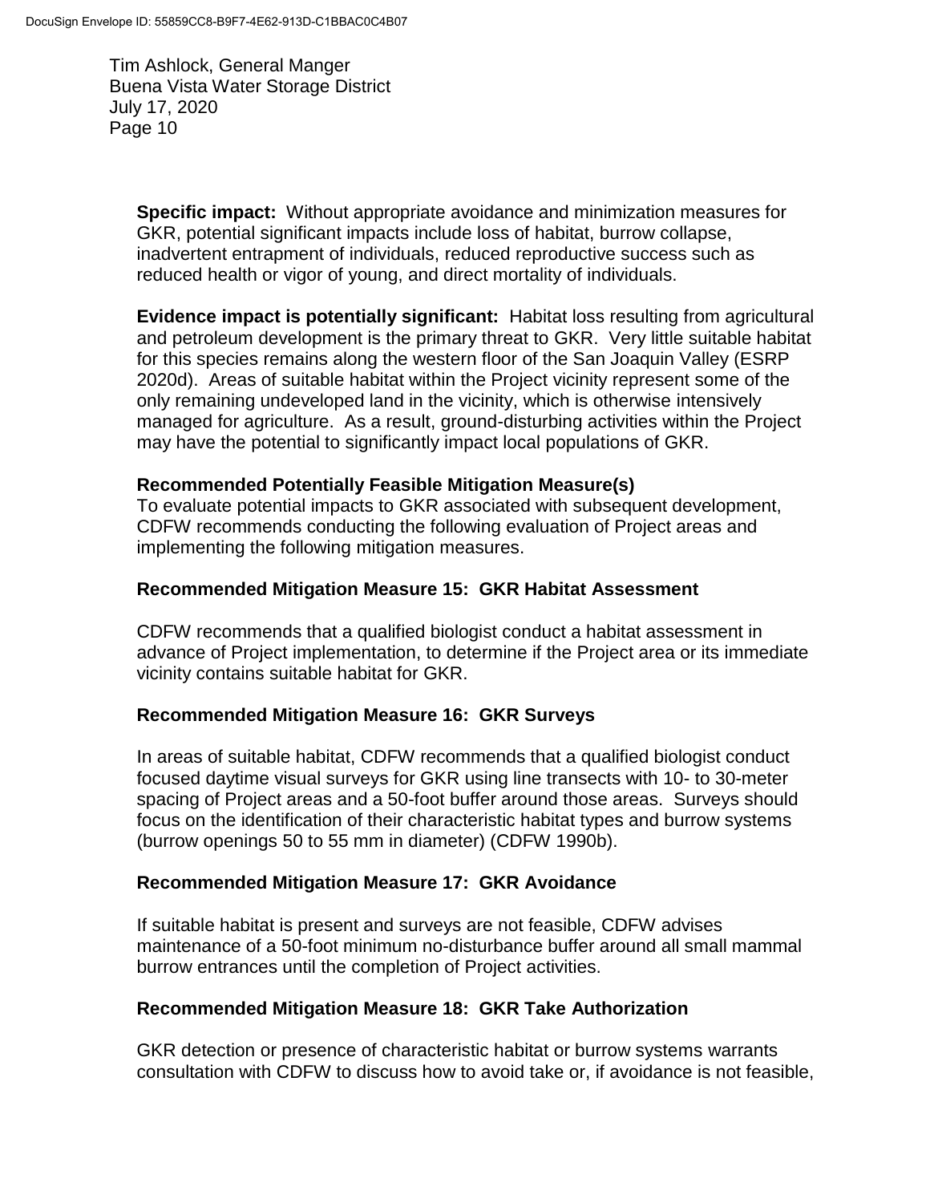**Specific impact:** Without appropriate avoidance and minimization measures for GKR, potential significant impacts include loss of habitat, burrow collapse, inadvertent entrapment of individuals, reduced reproductive success such as reduced health or vigor of young, and direct mortality of individuals.

**Evidence impact is potentially significant:** Habitat loss resulting from agricultural and petroleum development is the primary threat to GKR. Very little suitable habitat for this species remains along the western floor of the San Joaquin Valley (ESRP 2020d). Areas of suitable habitat within the Project vicinity represent some of the only remaining undeveloped land in the vicinity, which is otherwise intensively managed for agriculture. As a result, ground-disturbing activities within the Project may have the potential to significantly impact local populations of GKR.

**Recommended Potentially Feasible Mitigation Measure(s)**

To evaluate potential impacts to GKR associated with subsequent development, CDFW recommends conducting the following evaluation of Project areas and implementing the following mitigation measures.

**Recommended Mitigation Measure 15: GKR Habitat Assessment**

CDFW recommends that a qualified biologist conduct a habitat assessment in advance of Project implementation, to determine if the Project area or its immediate vicinity contains suitable habitat for GKR.

**Recommended Mitigation Measure 16: GKR Surveys**

In areas of suitable habitat, CDFW recommends that a qualified biologist conduct focused daytime visual surveys for GKR using line transects with 10- to 30-meter spacing of Project areas and a 50-foot buffer around those areas. Surveys should focus on the identification of their characteristic habitat types and burrow systems (burrow openings 50 to 55 mm in diameter) (CDFW 1990b).

**Recommended Mitigation Measure 17: GKR Avoidance**

If suitable habitat is present and surveys are not feasible, CDFW advises maintenance of a 50-foot minimum no-disturbance buffer around all small mammal burrow entrances until the completion of Project activities.

**Recommended Mitigation Measure 18: GKR Take Authorization**

GKR detection or presence of characteristic habitat or burrow systems warrants consultation with CDFW to discuss how to avoid take or, if avoidance is not feasible,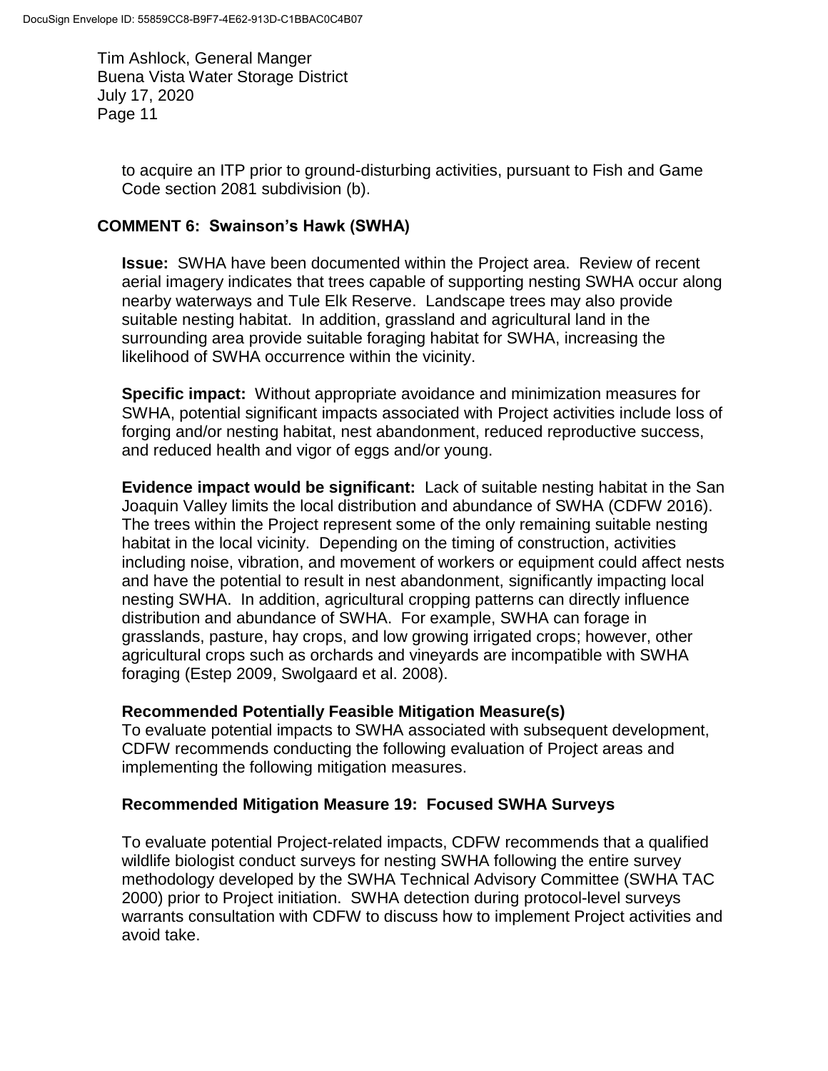to acquire an ITP prior to ground-disturbing activities, pursuant to Fish and Game Code section 2081 subdivision (b).

**COMMENT 6: Swainson's Hawk (SWHA)**

**Issue:** SWHA have been documented within the Project area. Review of recent aerial imagery indicates that trees capable of supporting nesting SWHA occur along nearby waterways and Tule Elk Reserve. Landscape trees may also provide suitable nesting habitat. In addition, grassland and agricultural land in the surrounding area provide suitable foraging habitat for SWHA, increasing the likelihood of SWHA occurrence within the vicinity.

**Specific impact:** Without appropriate avoidance and minimization measures for SWHA, potential significant impacts associated with Project activities include loss of forging and/or nesting habitat, nest abandonment, reduced reproductive success, and reduced health and vigor of eggs and/or young.

**Evidence impact would be significant:** Lack of suitable nesting habitat in the San Joaquin Valley limits the local distribution and abundance of SWHA (CDFW 2016). The trees within the Project represent some of the only remaining suitable nesting habitat in the local vicinity. Depending on the timing of construction, activities including noise, vibration, and movement of workers or equipment could affect nests and have the potential to result in nest abandonment, significantly impacting local nesting SWHA. In addition, agricultural cropping patterns can directly influence distribution and abundance of SWHA. For example, SWHA can forage in grasslands, pasture, hay crops, and low growing irrigated crops; however, other agricultural crops such as orchards and vineyards are incompatible with SWHA foraging (Estep 2009, Swolgaard et al. 2008).

**Recommended Potentially Feasible Mitigation Measure(s)**

To evaluate potential impacts to SWHA associated with subsequent development, CDFW recommends conducting the following evaluation of Project areas and implementing the following mitigation measures.

**Recommended Mitigation Measure 19: Focused SWHA Surveys**

To evaluate potential Project-related impacts, CDFW recommends that a qualified wildlife biologist conduct surveys for nesting SWHA following the entire survey methodology developed by the SWHA Technical Advisory Committee (SWHA TAC 2000) prior to Project initiation. SWHA detection during protocol-level surveys warrants consultation with CDFW to discuss how to implement Project activities and avoid take.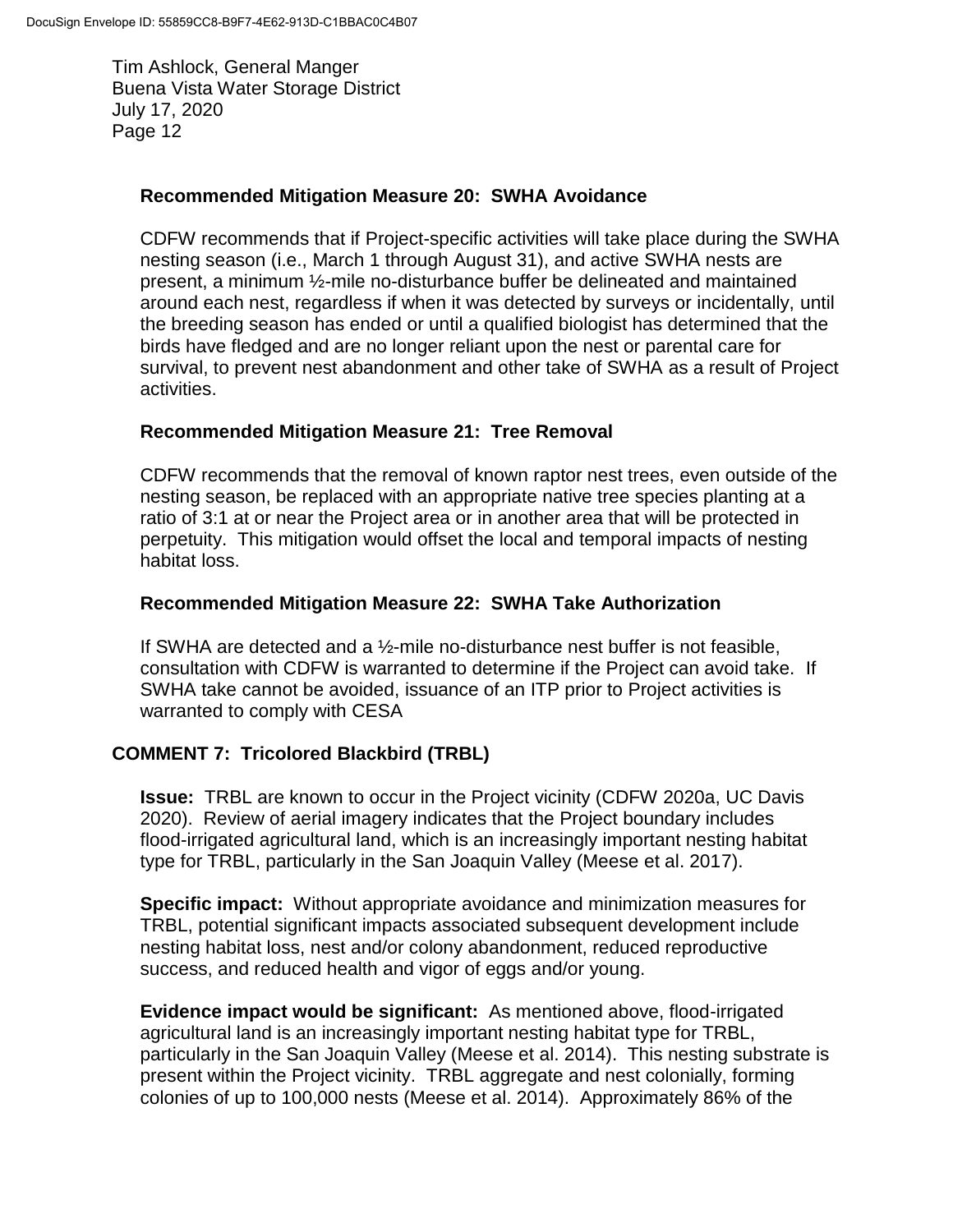### Recommended Mitigation Measure 20: SWHA Avoidance

CDFW recommends that if Project-specific activities will take place during the SWHA nesting season (i.e., March 1 through August 31), and active SWHA nests are present, a minimum ½-mile no-disturbance buffer be delineated and maintained around each nest, regardless if when it was detected by surveys or incidentally, until the breeding season has ended or until a qualified biologist has determined that the birds have fledged and are no longer reliant upon the nest or parental care for survival, to prevent nest abandonment and other take of SWHA as a result of Project activities.

### Recommended Mitigation Measure 21: Tree Removal

CDFW recommends that the removal of known raptor nest trees, even outside of the nesting season, be replaced with an appropriate native tree species planting at a ratio of 3:1 at or near the Project area or in another area that will be protected in perpetuity. This mitigation would offset the local and temporal impacts of nesting habitat loss.

### Recommended Mitigation Measure 22: SWHA Take Authorization

If SWHA are detected and a ½-mile no-disturbance nest buffer is not feasible, consultation with CDFW is warranted to determine if the Project can avoid take. If SWHA take cannot be avoided, issuance of an ITP prior to Project activities is warranted to comply with CESA

## COMMENT 7: Tricolored Blackbird (TRBL)

**Issue:** TRBL are known to occur in the Project vicinity (CDFW 2020a, UC Davis 2020). Review of aerial imagery indicates that the Project boundary includes flood-irrigated agricultural land, which is an increasingly important nesting habitat type for TRBL, particularly in the San Joaquin Valley (Meese et al. 2017).

**Specific impact:** Without appropriate avoidance and minimization measures for TRBL, potential significant impacts associated subsequent development include nesting habitat loss, nest and/or colony abandonment, reduced reproductive success, and reduced health and vigor of eggs and/or young.

**Evidence impact would be significant:** As mentioned above, flood-irrigated agricultural land is an increasingly important nesting habitat type for TRBL, particularly in the San Joaquin Valley (Meese et al. 2014). This nesting substrate is present within the Project vicinity. TRBL aggregate and nest colonially, forming colonies of up to 100,000 nests (Meese et al. 2014). Approximately 86% of the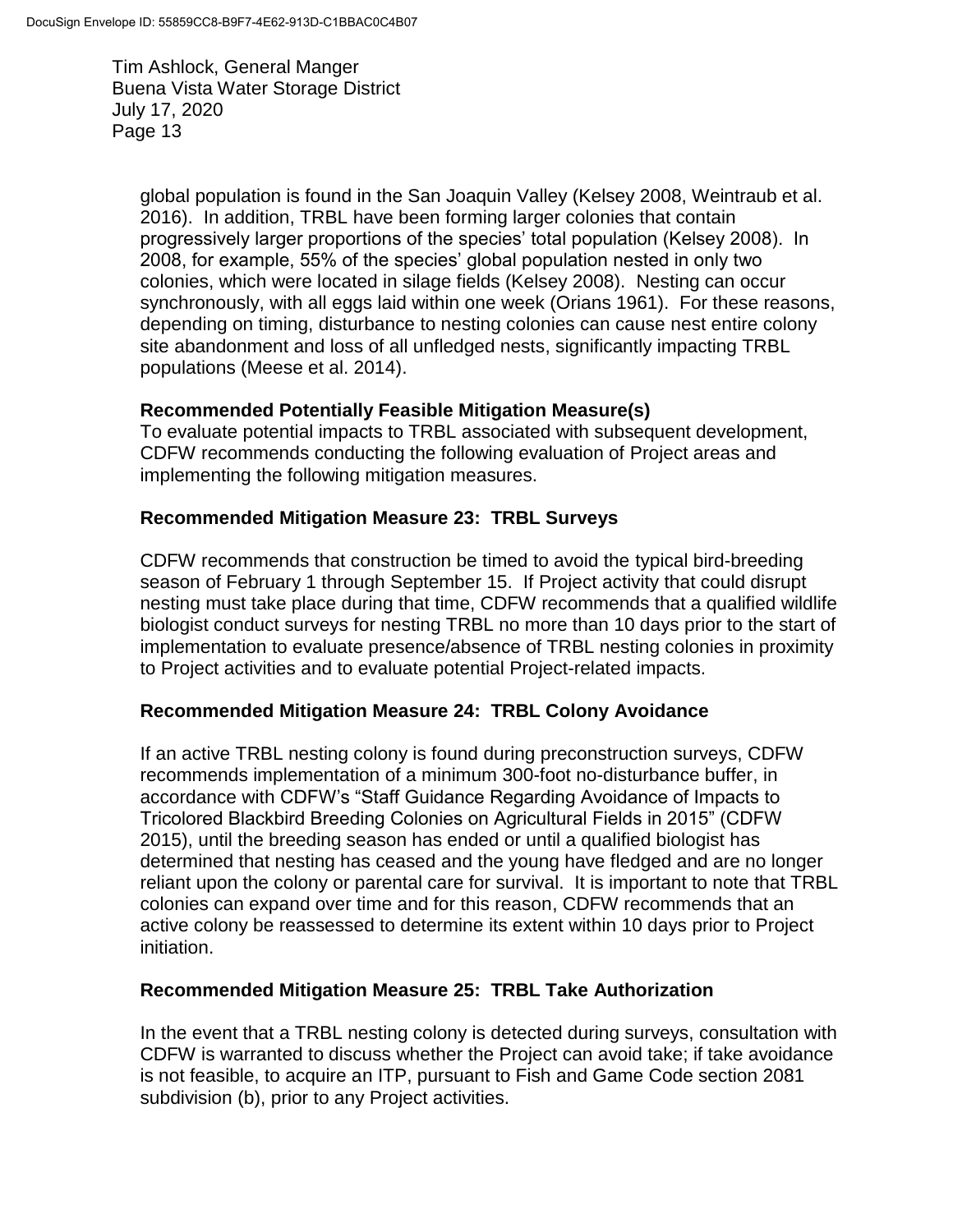global population is found in the San Joaquin Valley (Kelsey 2008, Weintraub et al. 2016). In addition, TRBL have been forming larger colonies that contain progressively larger proportions of the species' total population (Kelsey 2008). In 2008, for example, 55% of the species' global population nested in only two colonies, which were located in silage fields (Kelsey 2008). Nesting can occur synchronously, with all eggs laid within one week (Orians 1961). For these reasons, depending on timing, disturbance to nesting colonies can cause nest entire colony site abandonment and loss of all unfledged nests, significantly impacting TRBL populations (Meese et al. 2014).

**Recommended Potentially Feasible Mitigation Measure(s)**

To evaluate potential impacts to TRBL associated with subsequent development, CDFW recommends conducting the following evaluation of Project areas and implementing the following mitigation measures.

**Recommended Mitigation Measure 23: TRBL Surveys**

CDFW recommends that construction be timed to avoid the typical bird-breeding season of February 1 through September 15. If Project activity that could disrupt nesting must take place during that time, CDFW recommends that a qualified wildlife biologist conduct surveys for nesting TRBL no more than 10 days prior to the start of implementation to evaluate presence/absence of TRBL nesting colonies in proximity to Project activities and to evaluate potential Project-related impacts.

**Recommended Mitigation Measure 24: TRBL Colony Avoidance**

If an active TRBL nesting colony is found during preconstruction surveys, CDFW recommends implementation of a minimum 300-foot no-disturbance buffer, in accordance with CDFW's "Staff Guidance Regarding Avoidance of Impacts to Tricolored Blackbird Breeding Colonies on Agricultural Fields in 2015" (CDFW 2015), until the breeding season has ended or until a qualified biologist has determined that nesting has ceased and the young have fledged and are no longer reliant upon the colony or parental care for survival. It is important to note that TRBL colonies can expand over time and for this reason, CDFW recommends that an active colony be reassessed to determine its extent within 10 days prior to Project initiation.

**Recommended Mitigation Measure 25: TRBL Take Authorization**

In the event that a TRBL nesting colony is detected during surveys, consultation with CDFW is warranted to discuss whether the Project can avoid take; if take avoidance is not feasible, to acquire an ITP, pursuant to Fish and Game Code section 2081 subdivision (b), prior to any Project activities.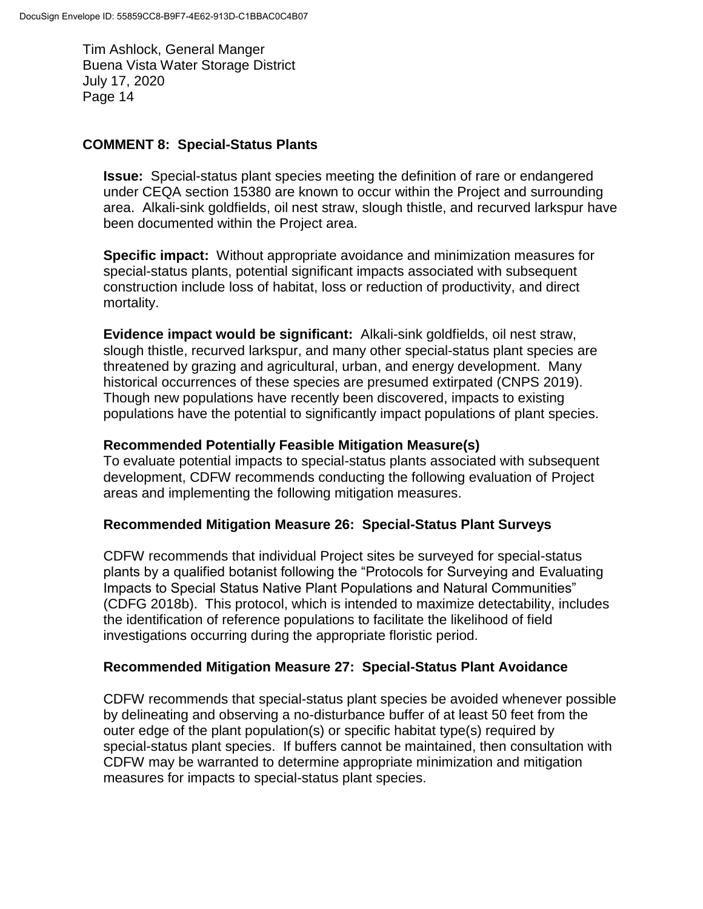## COMMENT 8: Special-Status Plants

**Issue:** Special-status plant species meeting the definition of rare or endangered under CEQA section 15380 are known to occur within the Project and surrounding area. Alkali-sink goldfields, oil nest straw, slough thistle, and recurved larkspur have been documented within the Project area.

**Specific impact:** Without appropriate avoidance and minimization measures for special-status plants, potential significant impacts associated with subsequent construction include loss of habitat, loss or reduction of productivity, and direct mortality.

**Evidence impact would be significant:** Alkali-sink goldfields, oil nest straw, slough thistle, recurved larkspur, and many other special-status plant species are threatened by grazing and agricultural, urban, and energy development. Many historical occurrences of these species are presumed extirpated (CNPS 2019). Though new populations have recently been discovered, impacts to existing populations have the potential to significantly impact populations of plant species.

### Recommended Potentially Feasible Mitigation Measure(s)

To evaluate potential impacts to special-status plants associated with subsequent development, CDFW recommends conducting the following evaluation of Project areas and implementing the following mitigation measures.

### Recommended Mitigation Measure 26: Special-Status Plant Surveys

CDFW recommends that individual Project sites be surveyed for special-status plants by a qualified botanist following the "Protocols for Surveying and Evaluating Impacts to Special Status Native Plant Populations and Natural Communities" (CDFG 2018b). This protocol, which is intended to maximize detectability, includes the identification of reference populations to facilitate the likelihood of field investigations occurring during the appropriate floristic period.

### Recommended Mitigation Measure 27: Special-Status Plant Avoidance

CDFW recommends that special-status plant species be avoided whenever possible by delineating and observing a no-disturbance buffer of at least 50 feet from the outer edge of the plant population(s) or specific habitat type(s) required by special-status plant species. If buffers cannot be maintained, then consultation with CDFW may be warranted to determine appropriate minimization and mitigation measures for impacts to special-status plant species.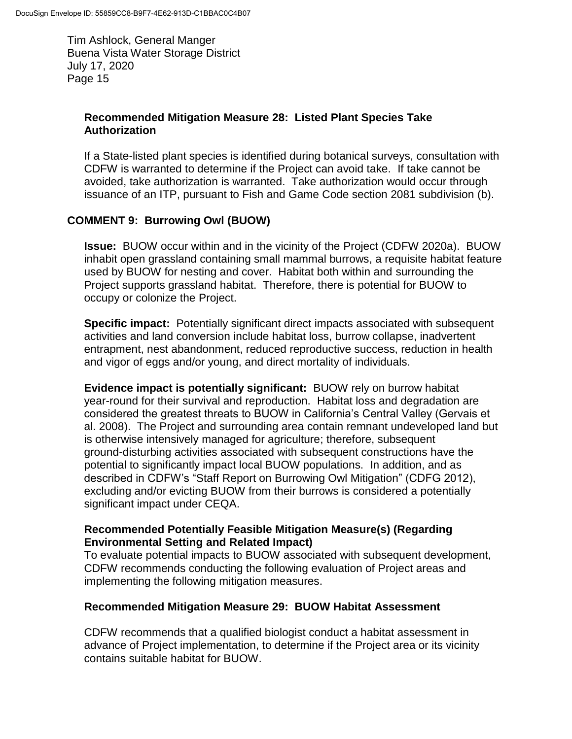**Recommended Mitigation Measure 28: Listed Plant Species Take Authorization**

If a State-listed plant species is identified during botanical surveys, consultation with CDFW is warranted to determine if the Project can avoid take. If take cannot be avoided, take authorization is warranted. Take authorization would occur through issuance of an ITP, pursuant to Fish and Game Code section 2081 subdivision (b).

## COMMENT 9: Burrowing Owl (BUOW)

**Issue:** BUOW occur within and in the vicinity of the Project (CDFW 2020a). BUOW inhabit open grassland containing small mammal burrows, a requisite habitat feature used by BUOW for nesting and cover. Habitat both within and surrounding the Project supports grassland habitat. Therefore, there is potential for BUOW to occupy or colonize the Project.

**Specific impact:** Potentially significant direct impacts associated with subsequent activities and land conversion include habitat loss, burrow collapse, inadvertent entrapment, nest abandonment, reduced reproductive success, reduction in health and vigor of eggs and/or young, and direct mortality of individuals.

**Evidence impact is potentially significant:** BUOW rely on burrow habitat year-round for their survival and reproduction. Habitat loss and degradation are considered the greatest threats to BUOW in California's Central Valley (Gervais et al. 2008). The Project and surrounding area contain remnant undeveloped land but is otherwise intensively managed for agriculture; therefore, subsequent ground-disturbing activities associated with subsequent constructions have the potential to significantly impact local BUOW populations. In addition, and as described in CDFW's "Staff Report on Burrowing Owl Mitigation" (CDFG 2012), excluding and/or evicting BUOW from their burrows is considered a potentially significant impact under CEQA.

**Recommended Potentially Feasible Mitigation Measure(s) (Regarding Environmental Setting and Related Impact)**

To evaluate potential impacts to BUOW associated with subsequent development, CDFW recommends conducting the following evaluation of Project areas and implementing the following mitigation measures.

**Recommended Mitigation Measure 29: BUOW Habitat Assessment**

CDFW recommends that a qualified biologist conduct a habitat assessment in advance of Project implementation, to determine if the Project area or its vicinity contains suitable habitat for BUOW.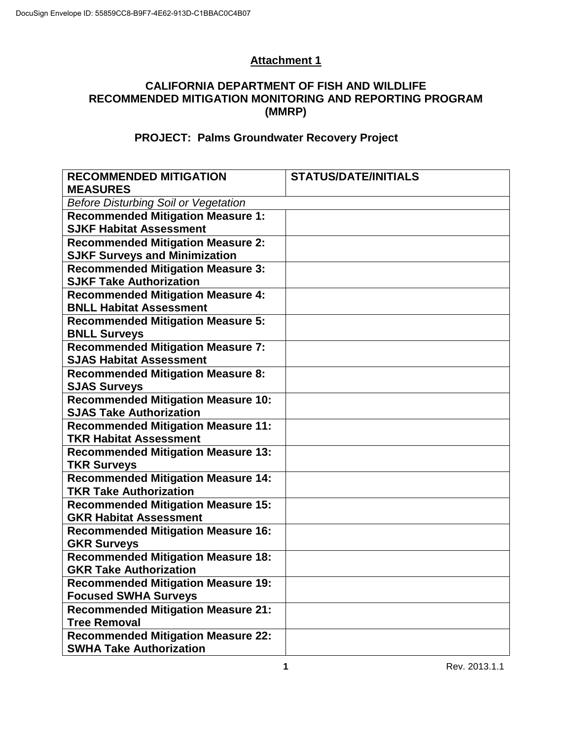## Attachment 1

### CALIFORNIA DEPARTMENT OF FISH AND WILDLIFE RECOMMENDED MITIGATION MONITORING AND REPORTING PROGRAM (MMRP)

### PROJECT: Palms Groundwater Recovery Project

| RECOMMENDED MITIGATION MEASURES | STATUS/DATE/INITIALS |
|---|---|
| *Before Disturbing Soil or Vegetation* | |
| **Recommended Mitigation Measure 1: SJKF Habitat Assessment** | |
| **Recommended Mitigation Measure 2: SJKF Surveys and Minimization** | |
| **Recommended Mitigation Measure 3: SJKF Take Authorization** | |
| **Recommended Mitigation Measure 4: BNLL Habitat Assessment** | |
| **Recommended Mitigation Measure 5: BNLL Surveys** | |
| **Recommended Mitigation Measure 7: SJAS Habitat Assessment** | |
| **Recommended Mitigation Measure 8: SJAS Surveys** | |
| **Recommended Mitigation Measure 10: SJAS Take Authorization** | |
| **Recommended Mitigation Measure 11: TKR Habitat Assessment** | |
| **Recommended Mitigation Measure 13: TKR Surveys** | |
| **Recommended Mitigation Measure 14: TKR Take Authorization** | |
| **Recommended Mitigation Measure 15: GKR Habitat Assessment** | |
| **Recommended Mitigation Measure 16: GKR Surveys** | |
| **Recommended Mitigation Measure 18: GKR Take Authorization** | |
| **Recommended Mitigation Measure 19: Focused SWHA Surveys** | |
| **Recommended Mitigation Measure 21: Tree Removal** | |
| **Recommended Mitigation Measure 22: SWHA Take Authorization** | |

Rev. 2013.1.1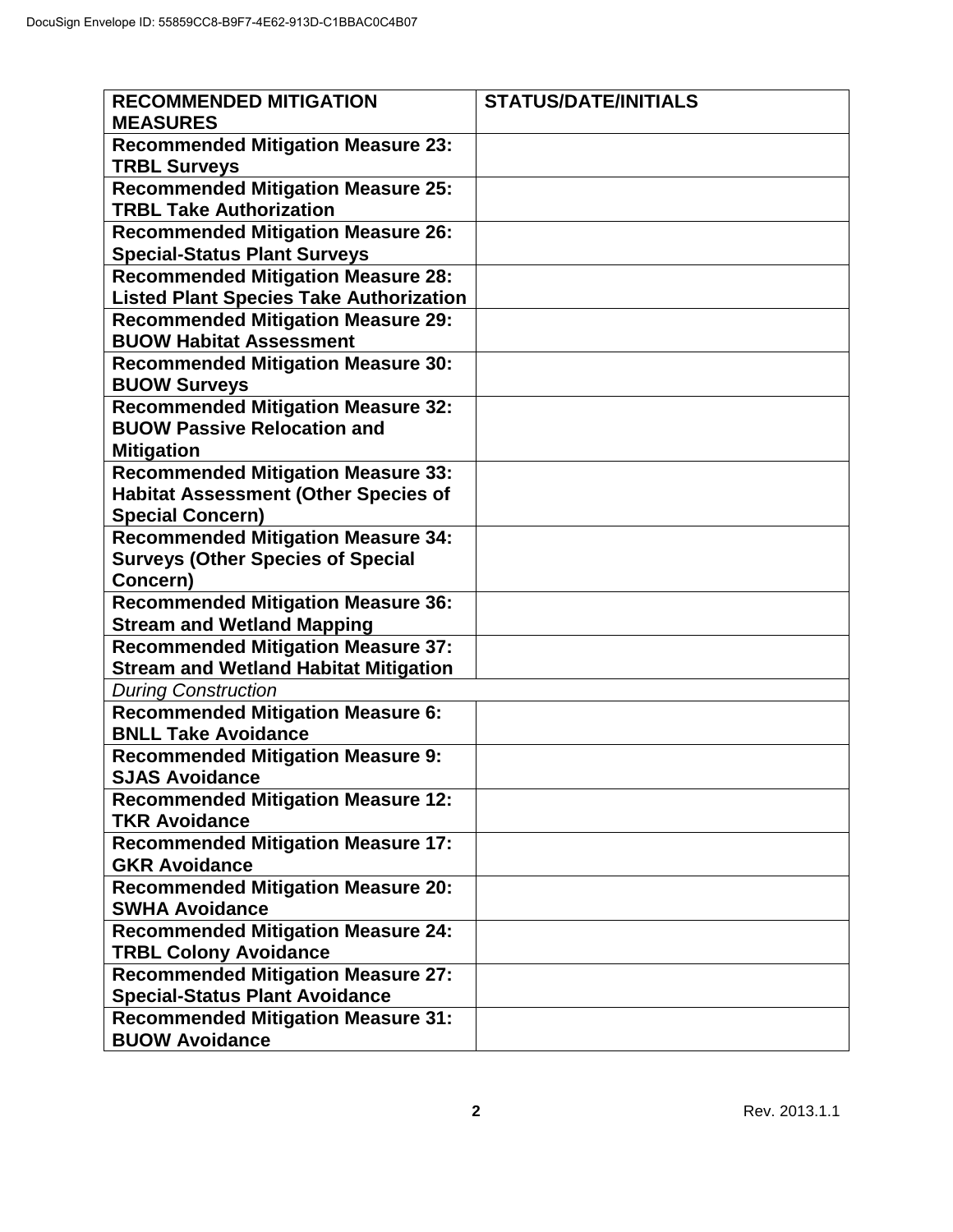| RECOMMENDED MITIGATION MEASURES | STATUS/DATE/INITIALS |
|---|---|
| **Recommended Mitigation Measure 23: TRBL Surveys** | |
| **Recommended Mitigation Measure 25: TRBL Take Authorization** | |
| **Recommended Mitigation Measure 26: Special-Status Plant Surveys** | |
| **Recommended Mitigation Measure 28: Listed Plant Species Take Authorization** | |
| **Recommended Mitigation Measure 29: BUOW Habitat Assessment** | |
| **Recommended Mitigation Measure 30: BUOW Surveys** | |
| **Recommended Mitigation Measure 32: BUOW Passive Relocation and Mitigation** | |
| **Recommended Mitigation Measure 33: Habitat Assessment (Other Species of Special Concern)** | |
| **Recommended Mitigation Measure 34: Surveys (Other Species of Special Concern)** | |
| **Recommended Mitigation Measure 36: Stream and Wetland Mapping** | |
| **Recommended Mitigation Measure 37: Stream and Wetland Habitat Mitigation** | |
| *During Construction* | |
| **Recommended Mitigation Measure 6: BNLL Take Avoidance** | |
| **Recommended Mitigation Measure 9: SJAS Avoidance** | |
| **Recommended Mitigation Measure 12: TKR Avoidance** | |
| **Recommended Mitigation Measure 17: GKR Avoidance** | |
| **Recommended Mitigation Measure 20: SWHA Avoidance** | |
| **Recommended Mitigation Measure 24: TRBL Colony Avoidance** | |
| **Recommended Mitigation Measure 27: Special-Status Plant Avoidance** | |
| **Recommended Mitigation Measure 31: BUOW Avoidance** | |

Rev. 2013.1.1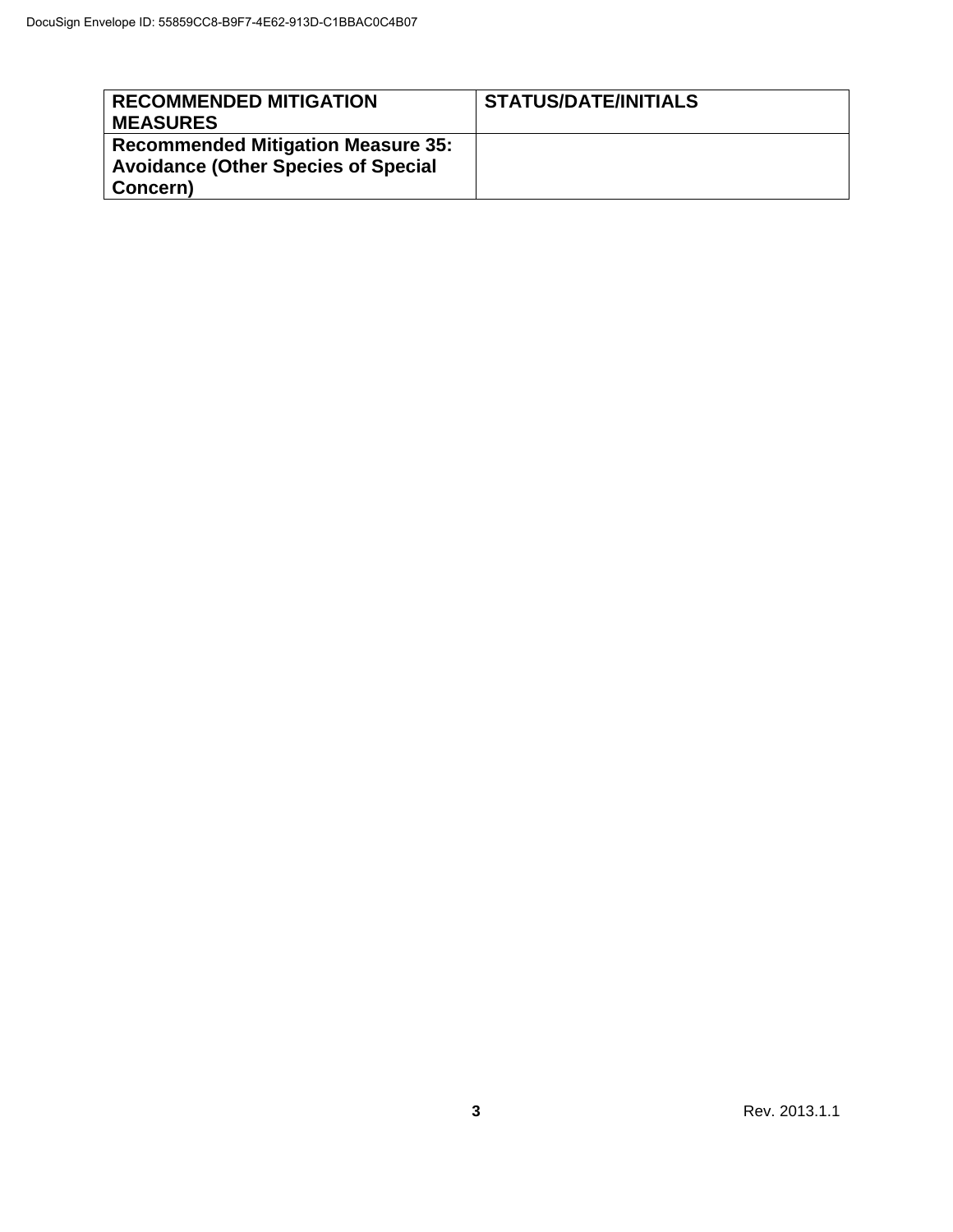| **RECOMMENDED MITIGATION MEASURES** | **STATUS/DATE/INITIALS** |
|---|---|
| **Recommended Mitigation Measure 35: Avoidance (Other Species of Special Concern)** | |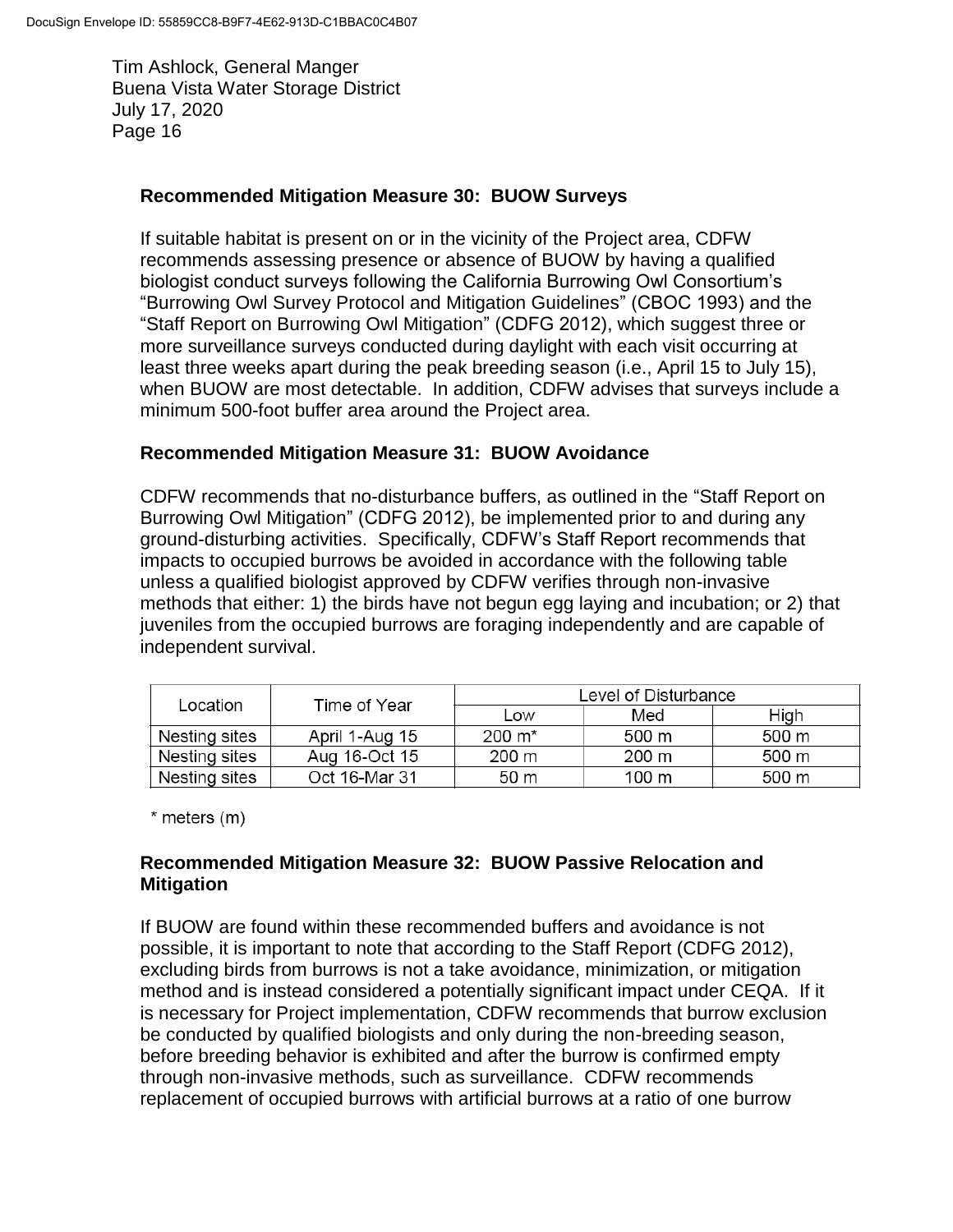**Recommended Mitigation Measure 30: BUOW Surveys**

If suitable habitat is present on or in the vicinity of the Project area, CDFW recommends assessing presence or absence of BUOW by having a qualified biologist conduct surveys following the California Burrowing Owl Consortium's "Burrowing Owl Survey Protocol and Mitigation Guidelines" (CBOC 1993) and the "Staff Report on Burrowing Owl Mitigation" (CDFG 2012), which suggest three or more surveillance surveys conducted during daylight with each visit occurring at least three weeks apart during the peak breeding season (i.e., April 15 to July 15), when BUOW are most detectable. In addition, CDFW advises that surveys include a minimum 500-foot buffer area around the Project area.

**Recommended Mitigation Measure 31: BUOW Avoidance**

CDFW recommends that no-disturbance buffers, as outlined in the "Staff Report on Burrowing Owl Mitigation" (CDFG 2012), be implemented prior to and during any ground-disturbing activities. Specifically, CDFW's Staff Report recommends that impacts to occupied burrows be avoided in accordance with the following table unless a qualified biologist approved by CDFW verifies through non-invasive methods that either: 1) the birds have not begun egg laying and incubation; or 2) that juveniles from the occupied burrows are foraging independently and are capable of independent survival.

| Location | Time of Year | Level of Disturbance | | |
|---|---|---|---|---|
| | | Low | Med | High |
| Nesting sites | April 1-Aug 15 | 200 m* | 500 m | 500 m |
| Nesting sites | Aug 16-Oct 15 | 200 m | 200 m | 500 m |
| Nesting sites | Oct 16-Mar 31 | 50 m | 100 m | 500 m |

\* meters (m)

**Recommended Mitigation Measure 32: BUOW Passive Relocation and Mitigation**

If BUOW are found within these recommended buffers and avoidance is not possible, it is important to note that according to the Staff Report (CDFG 2012), excluding birds from burrows is not a take avoidance, minimization, or mitigation method and is instead considered a potentially significant impact under CEQA. If it is necessary for Project implementation, CDFW recommends that burrow exclusion be conducted by qualified biologists and only during the non-breeding season, before breeding behavior is exhibited and after the burrow is confirmed empty through non-invasive methods, such as surveillance. CDFW recommends replacement of occupied burrows with artificial burrows at a ratio of one burrow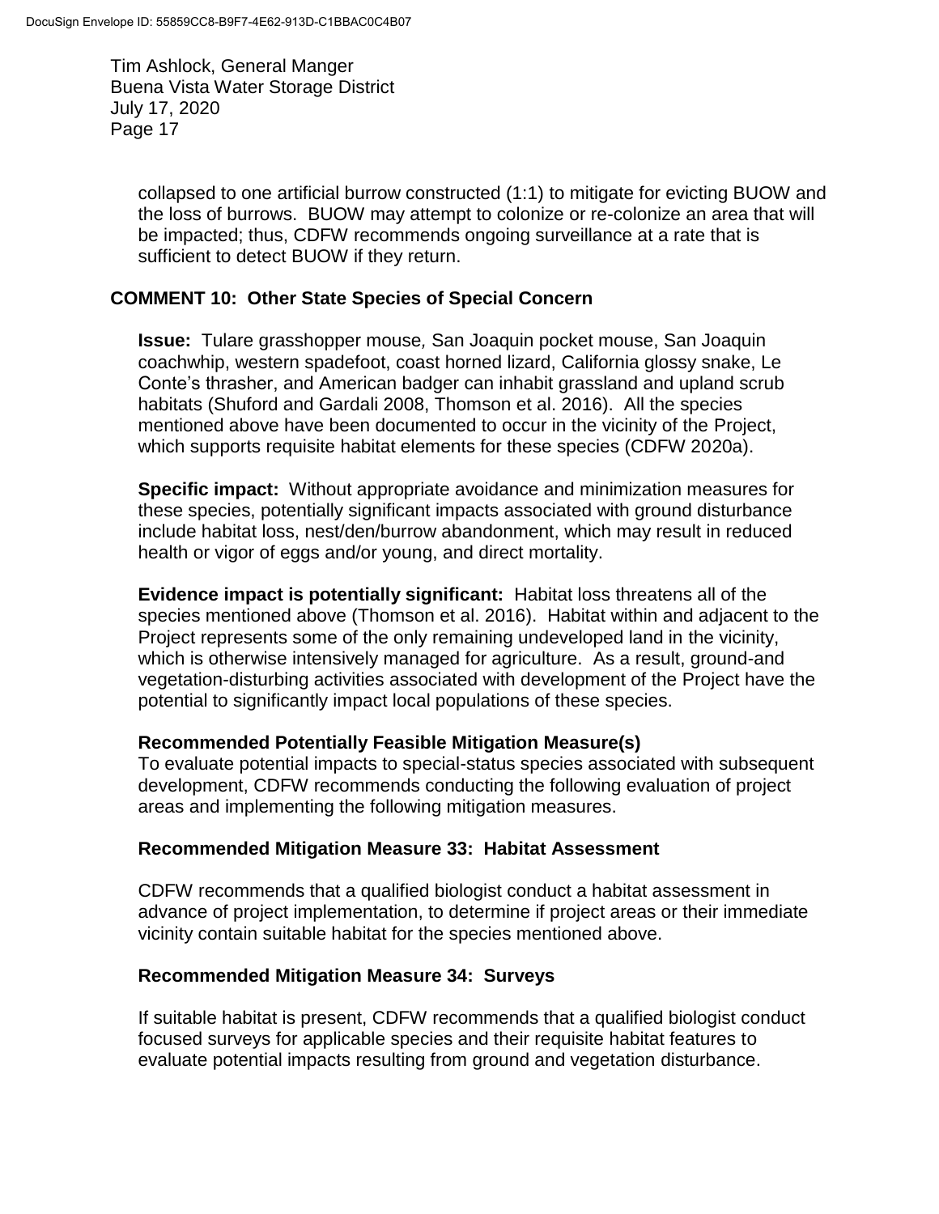collapsed to one artificial burrow constructed (1:1) to mitigate for evicting BUOW and the loss of burrows. BUOW may attempt to colonize or re-colonize an area that will be impacted; thus, CDFW recommends ongoing surveillance at a rate that is sufficient to detect BUOW if they return.

## COMMENT 10: Other State Species of Special Concern

**Issue:** Tulare grasshopper mouse*,* San Joaquin pocket mouse, San Joaquin coachwhip, western spadefoot, coast horned lizard, California glossy snake, Le Conte's thrasher, and American badger can inhabit grassland and upland scrub habitats (Shuford and Gardali 2008, Thomson et al. 2016). All the species mentioned above have been documented to occur in the vicinity of the Project, which supports requisite habitat elements for these species (CDFW 2020a).

**Specific impact:** Without appropriate avoidance and minimization measures for these species, potentially significant impacts associated with ground disturbance include habitat loss, nest/den/burrow abandonment, which may result in reduced health or vigor of eggs and/or young, and direct mortality.

**Evidence impact is potentially significant:** Habitat loss threatens all of the species mentioned above (Thomson et al. 2016). Habitat within and adjacent to the Project represents some of the only remaining undeveloped land in the vicinity, which is otherwise intensively managed for agriculture. As a result, ground-and vegetation-disturbing activities associated with development of the Project have the potential to significantly impact local populations of these species.

### Recommended Potentially Feasible Mitigation Measure(s)

To evaluate potential impacts to special-status species associated with subsequent development, CDFW recommends conducting the following evaluation of project areas and implementing the following mitigation measures.

### Recommended Mitigation Measure 33: Habitat Assessment

CDFW recommends that a qualified biologist conduct a habitat assessment in advance of project implementation, to determine if project areas or their immediate vicinity contain suitable habitat for the species mentioned above.

### Recommended Mitigation Measure 34: Surveys

If suitable habitat is present, CDFW recommends that a qualified biologist conduct focused surveys for applicable species and their requisite habitat features to evaluate potential impacts resulting from ground and vegetation disturbance.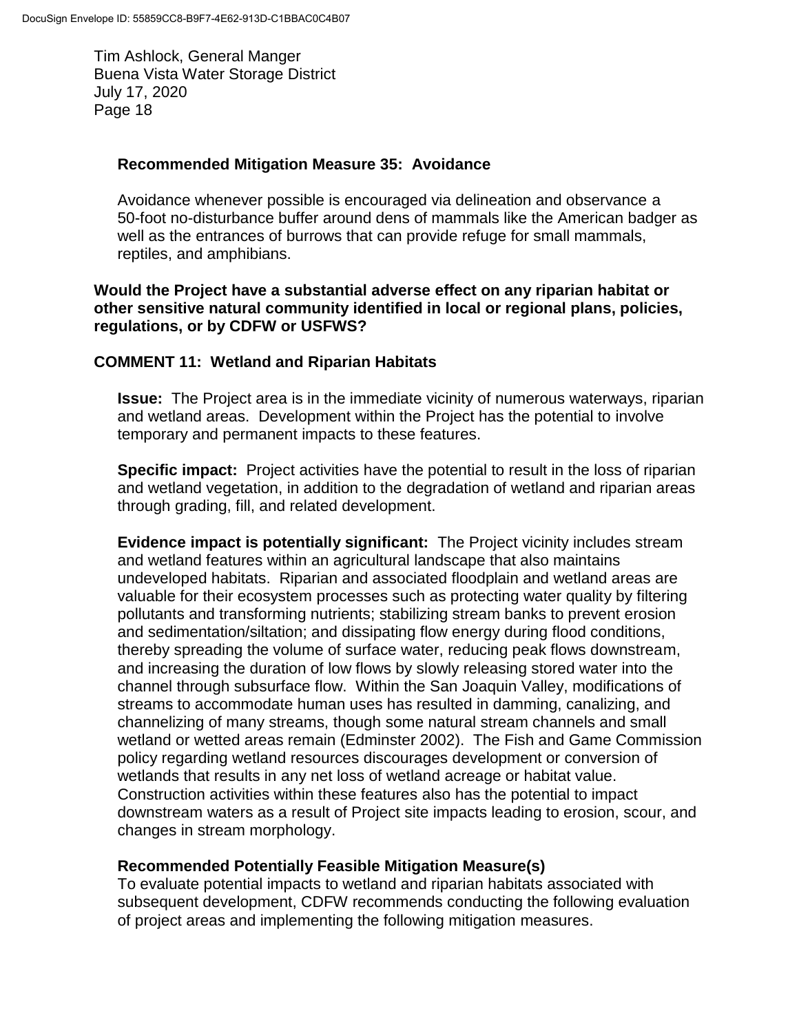**Recommended Mitigation Measure 35: Avoidance**

Avoidance whenever possible is encouraged via delineation and observance a 50-foot no-disturbance buffer around dens of mammals like the American badger as well as the entrances of burrows that can provide refuge for small mammals, reptiles, and amphibians.

**Would the Project have a substantial adverse effect on any riparian habitat or other sensitive natural community identified in local or regional plans, policies, regulations, or by CDFW or USFWS?**

**COMMENT 11: Wetland and Riparian Habitats**

**Issue:** The Project area is in the immediate vicinity of numerous waterways, riparian and wetland areas. Development within the Project has the potential to involve temporary and permanent impacts to these features.

**Specific impact:** Project activities have the potential to result in the loss of riparian and wetland vegetation, in addition to the degradation of wetland and riparian areas through grading, fill, and related development.

**Evidence impact is potentially significant:** The Project vicinity includes stream and wetland features within an agricultural landscape that also maintains undeveloped habitats. Riparian and associated floodplain and wetland areas are valuable for their ecosystem processes such as protecting water quality by filtering pollutants and transforming nutrients; stabilizing stream banks to prevent erosion and sedimentation/siltation; and dissipating flow energy during flood conditions, thereby spreading the volume of surface water, reducing peak flows downstream, and increasing the duration of low flows by slowly releasing stored water into the channel through subsurface flow. Within the San Joaquin Valley, modifications of streams to accommodate human uses has resulted in damming, canalizing, and channelizing of many streams, though some natural stream channels and small wetland or wetted areas remain (Edminster 2002). The Fish and Game Commission policy regarding wetland resources discourages development or conversion of wetlands that results in any net loss of wetland acreage or habitat value. Construction activities within these features also has the potential to impact downstream waters as a result of Project site impacts leading to erosion, scour, and changes in stream morphology.

**Recommended Potentially Feasible Mitigation Measure(s)**

To evaluate potential impacts to wetland and riparian habitats associated with subsequent development, CDFW recommends conducting the following evaluation of project areas and implementing the following mitigation measures.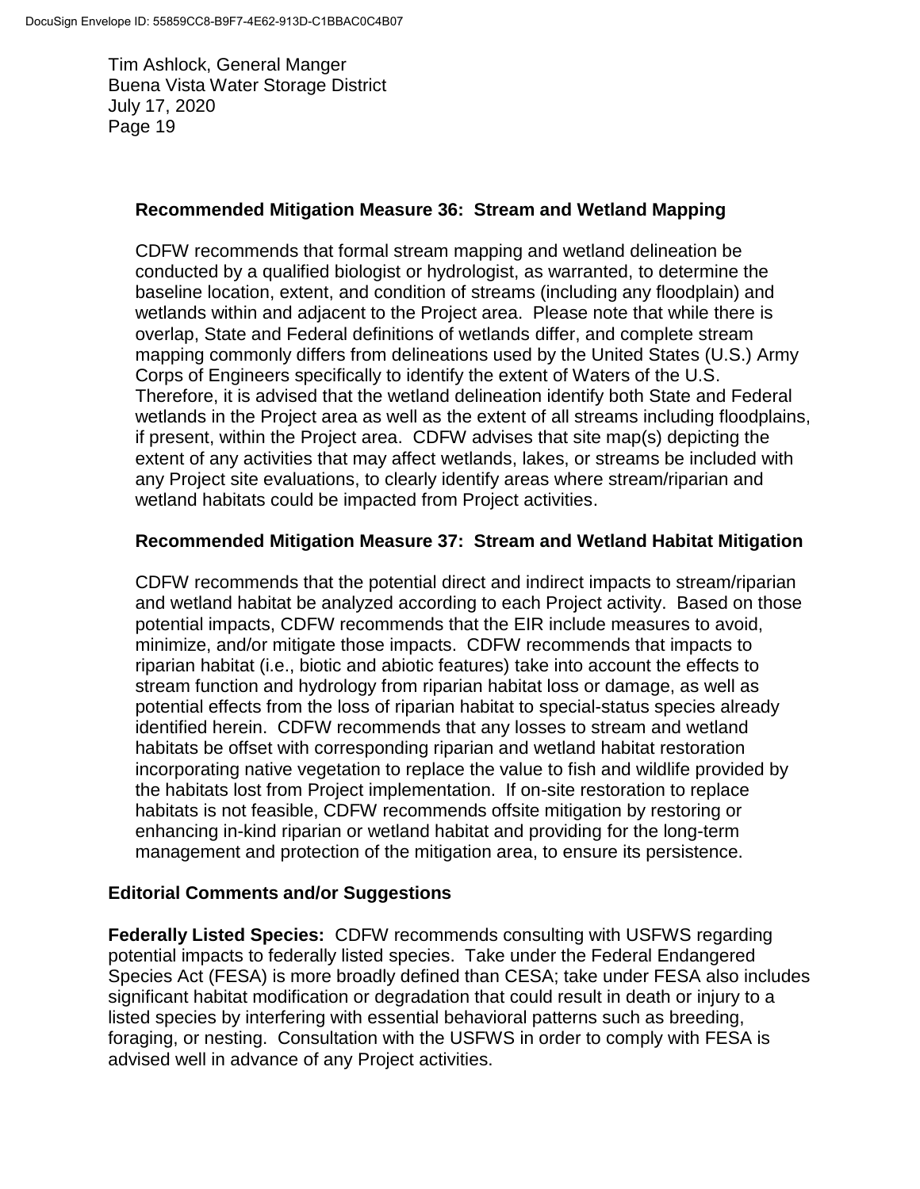### Recommended Mitigation Measure 36: Stream and Wetland Mapping

CDFW recommends that formal stream mapping and wetland delineation be conducted by a qualified biologist or hydrologist, as warranted, to determine the baseline location, extent, and condition of streams (including any floodplain) and wetlands within and adjacent to the Project area. Please note that while there is overlap, State and Federal definitions of wetlands differ, and complete stream mapping commonly differs from delineations used by the United States (U.S.) Army Corps of Engineers specifically to identify the extent of Waters of the U.S. Therefore, it is advised that the wetland delineation identify both State and Federal wetlands in the Project area as well as the extent of all streams including floodplains, if present, within the Project area. CDFW advises that site map(s) depicting the extent of any activities that may affect wetlands, lakes, or streams be included with any Project site evaluations, to clearly identify areas where stream/riparian and wetland habitats could be impacted from Project activities.

### Recommended Mitigation Measure 37: Stream and Wetland Habitat Mitigation

CDFW recommends that the potential direct and indirect impacts to stream/riparian and wetland habitat be analyzed according to each Project activity. Based on those potential impacts, CDFW recommends that the EIR include measures to avoid, minimize, and/or mitigate those impacts. CDFW recommends that impacts to riparian habitat (i.e., biotic and abiotic features) take into account the effects to stream function and hydrology from riparian habitat loss or damage, as well as potential effects from the loss of riparian habitat to special-status species already identified herein. CDFW recommends that any losses to stream and wetland habitats be offset with corresponding riparian and wetland habitat restoration incorporating native vegetation to replace the value to fish and wildlife provided by the habitats lost from Project implementation. If on-site restoration to replace habitats is not feasible, CDFW recommends offsite mitigation by restoring or enhancing in-kind riparian or wetland habitat and providing for the long-term management and protection of the mitigation area, to ensure its persistence.

## Editorial Comments and/or Suggestions

**Federally Listed Species:** CDFW recommends consulting with USFWS regarding potential impacts to federally listed species. Take under the Federal Endangered Species Act (FESA) is more broadly defined than CESA; take under FESA also includes significant habitat modification or degradation that could result in death or injury to a listed species by interfering with essential behavioral patterns such as breeding, foraging, or nesting. Consultation with the USFWS in order to comply with FESA is advised well in advance of any Project activities.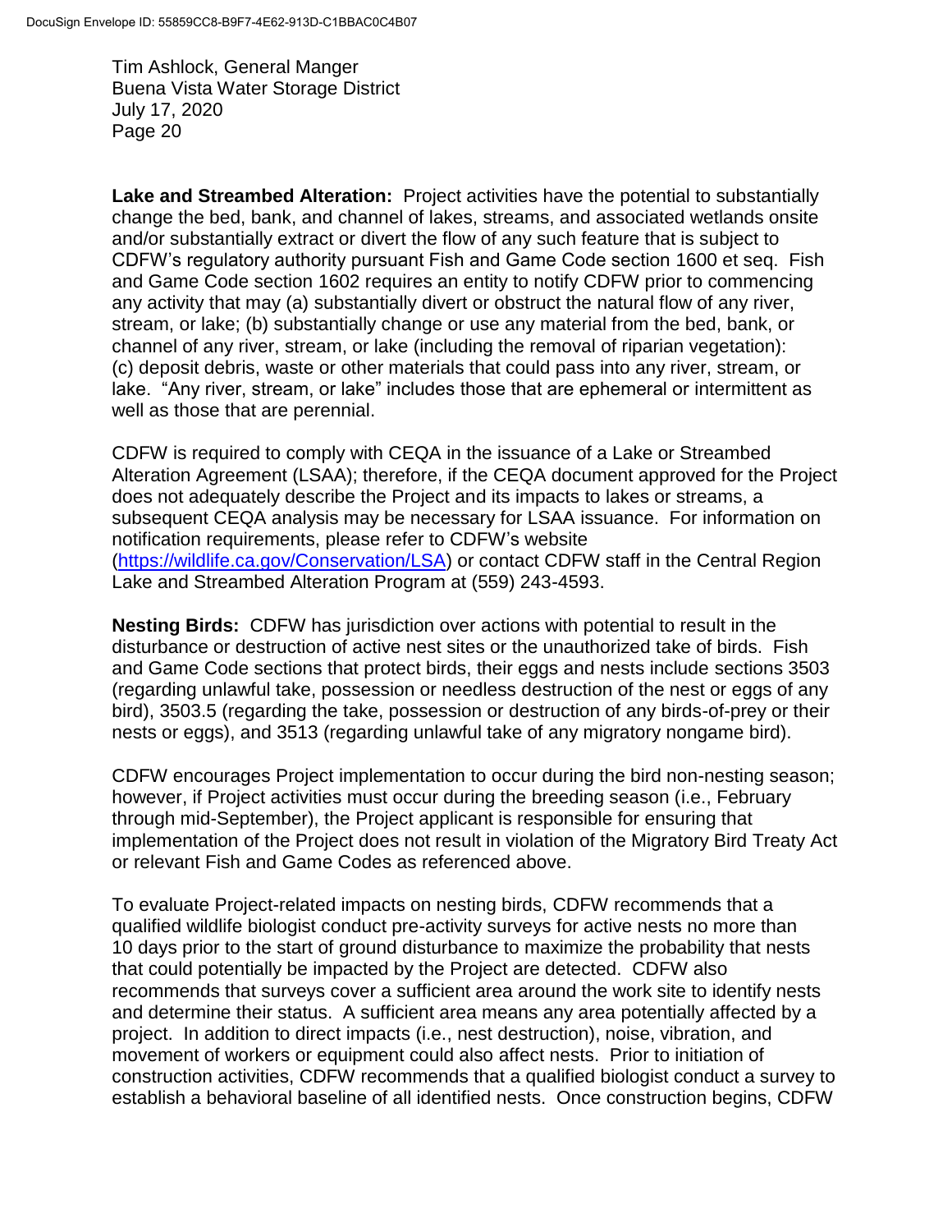**Lake and Streambed Alteration:** Project activities have the potential to substantially change the bed, bank, and channel of lakes, streams, and associated wetlands onsite and/or substantially extract or divert the flow of any such feature that is subject to CDFW's regulatory authority pursuant Fish and Game Code section 1600 et seq. Fish and Game Code section 1602 requires an entity to notify CDFW prior to commencing any activity that may (a) substantially divert or obstruct the natural flow of any river, stream, or lake; (b) substantially change or use any material from the bed, bank, or channel of any river, stream, or lake (including the removal of riparian vegetation): (c) deposit debris, waste or other materials that could pass into any river, stream, or lake. "Any river, stream, or lake" includes those that are ephemeral or intermittent as well as those that are perennial.

CDFW is required to comply with CEQA in the issuance of a Lake or Streambed Alteration Agreement (LSAA); therefore, if the CEQA document approved for the Project does not adequately describe the Project and its impacts to lakes or streams, a subsequent CEQA analysis may be necessary for LSAA issuance. For information on notification requirements, please refer to CDFW's website (https://wildlife.ca.gov/Conservation/LSA) or contact CDFW staff in the Central Region Lake and Streambed Alteration Program at (559) 243-4593.

**Nesting Birds:** CDFW has jurisdiction over actions with potential to result in the disturbance or destruction of active nest sites or the unauthorized take of birds. Fish and Game Code sections that protect birds, their eggs and nests include sections 3503 (regarding unlawful take, possession or needless destruction of the nest or eggs of any bird), 3503.5 (regarding the take, possession or destruction of any birds-of-prey or their nests or eggs), and 3513 (regarding unlawful take of any migratory nongame bird).

CDFW encourages Project implementation to occur during the bird non-nesting season; however, if Project activities must occur during the breeding season (i.e., February through mid-September), the Project applicant is responsible for ensuring that implementation of the Project does not result in violation of the Migratory Bird Treaty Act or relevant Fish and Game Codes as referenced above.

To evaluate Project-related impacts on nesting birds, CDFW recommends that a qualified wildlife biologist conduct pre-activity surveys for active nests no more than 10 days prior to the start of ground disturbance to maximize the probability that nests that could potentially be impacted by the Project are detected. CDFW also recommends that surveys cover a sufficient area around the work site to identify nests and determine their status. A sufficient area means any area potentially affected by a project. In addition to direct impacts (i.e., nest destruction), noise, vibration, and movement of workers or equipment could also affect nests. Prior to initiation of construction activities, CDFW recommends that a qualified biologist conduct a survey to establish a behavioral baseline of all identified nests. Once construction begins, CDFW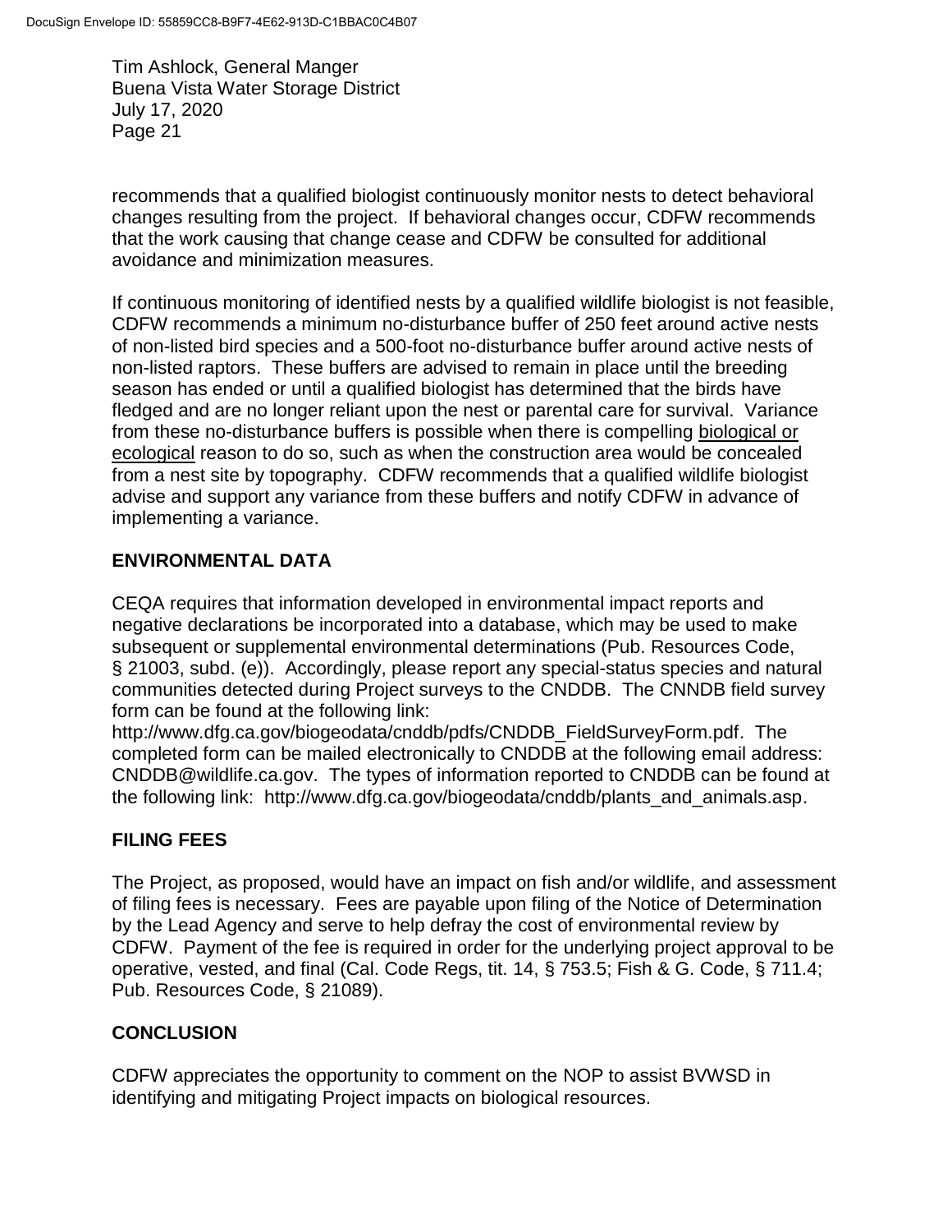recommends that a qualified biologist continuously monitor nests to detect behavioral changes resulting from the project. If behavioral changes occur, CDFW recommends that the work causing that change cease and CDFW be consulted for additional avoidance and minimization measures.

If continuous monitoring of identified nests by a qualified wildlife biologist is not feasible, CDFW recommends a minimum no-disturbance buffer of 250 feet around active nests of non-listed bird species and a 500-foot no-disturbance buffer around active nests of non-listed raptors. These buffers are advised to remain in place until the breeding season has ended or until a qualified biologist has determined that the birds have fledged and are no longer reliant upon the nest or parental care for survival. Variance from these no-disturbance buffers is possible when there is compelling biological or ecological reason to do so, such as when the construction area would be concealed from a nest site by topography. CDFW recommends that a qualified wildlife biologist advise and support any variance from these buffers and notify CDFW in advance of implementing a variance.

## ENVIRONMENTAL DATA

CEQA requires that information developed in environmental impact reports and negative declarations be incorporated into a database, which may be used to make subsequent or supplemental environmental determinations (Pub. Resources Code, § 21003, subd. (e)). Accordingly, please report any special-status species and natural communities detected during Project surveys to the CNDDB. The CNNDB field survey form can be found at the following link: http://www.dfg.ca.gov/biogeodata/cnddb/pdfs/CNDDB_FieldSurveyForm.pdf. The completed form can be mailed electronically to CNDDB at the following email address: CNDDB@wildlife.ca.gov. The types of information reported to CNDDB can be found at the following link: http://www.dfg.ca.gov/biogeodata/cnddb/plants_and_animals.asp.

## FILING FEES

The Project, as proposed, would have an impact on fish and/or wildlife, and assessment of filing fees is necessary. Fees are payable upon filing of the Notice of Determination by the Lead Agency and serve to help defray the cost of environmental review by CDFW. Payment of the fee is required in order for the underlying project approval to be operative, vested, and final (Cal. Code Regs, tit. 14, § 753.5; Fish & G. Code, § 711.4; Pub. Resources Code, § 21089).

## CONCLUSION

CDFW appreciates the opportunity to comment on the NOP to assist BVWSD in identifying and mitigating Project impacts on biological resources.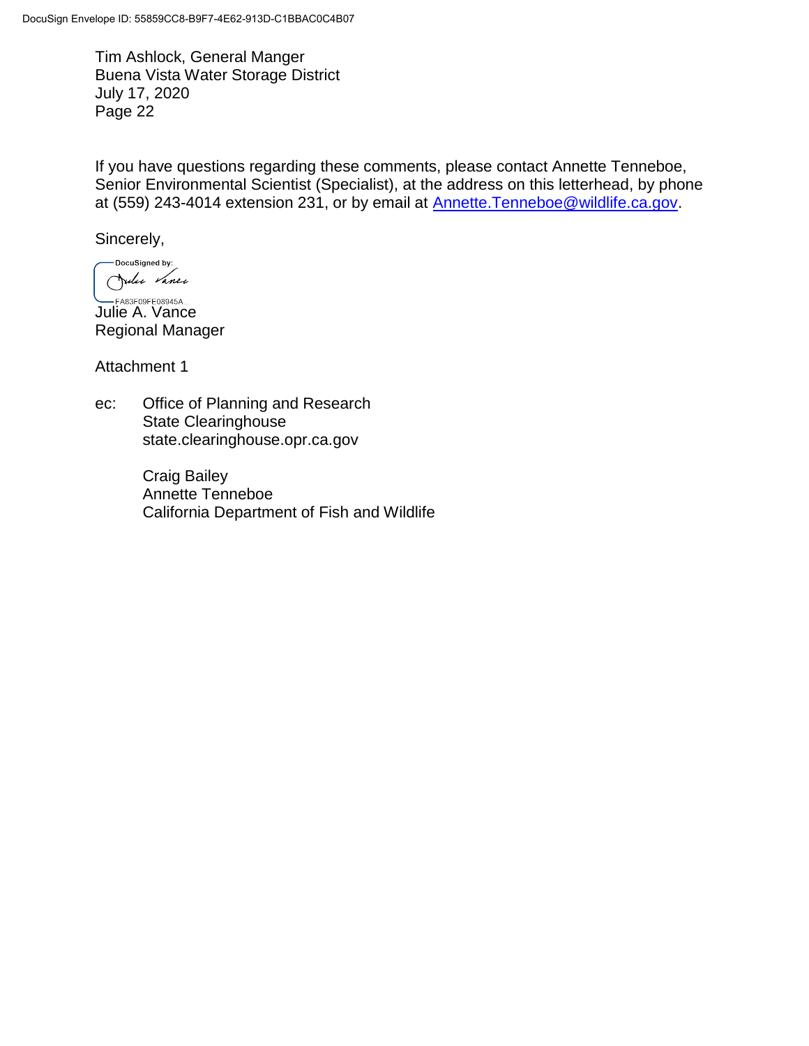If you have questions regarding these comments, please contact Annette Tenneboe, Senior Environmental Scientist (Specialist), at the address on this letterhead, by phone at (559) 243-4014 extension 231, or by email at Annette.Tenneboe@wildlife.ca.gov.

Sincerely,

Julie A. Vance
Regional Manager

Attachment 1

ec: Office of Planning and Research
State Clearinghouse
state.clearinghouse.opr.ca.gov

Craig Bailey
Annette Tenneboe
California Department of Fish and Wildlife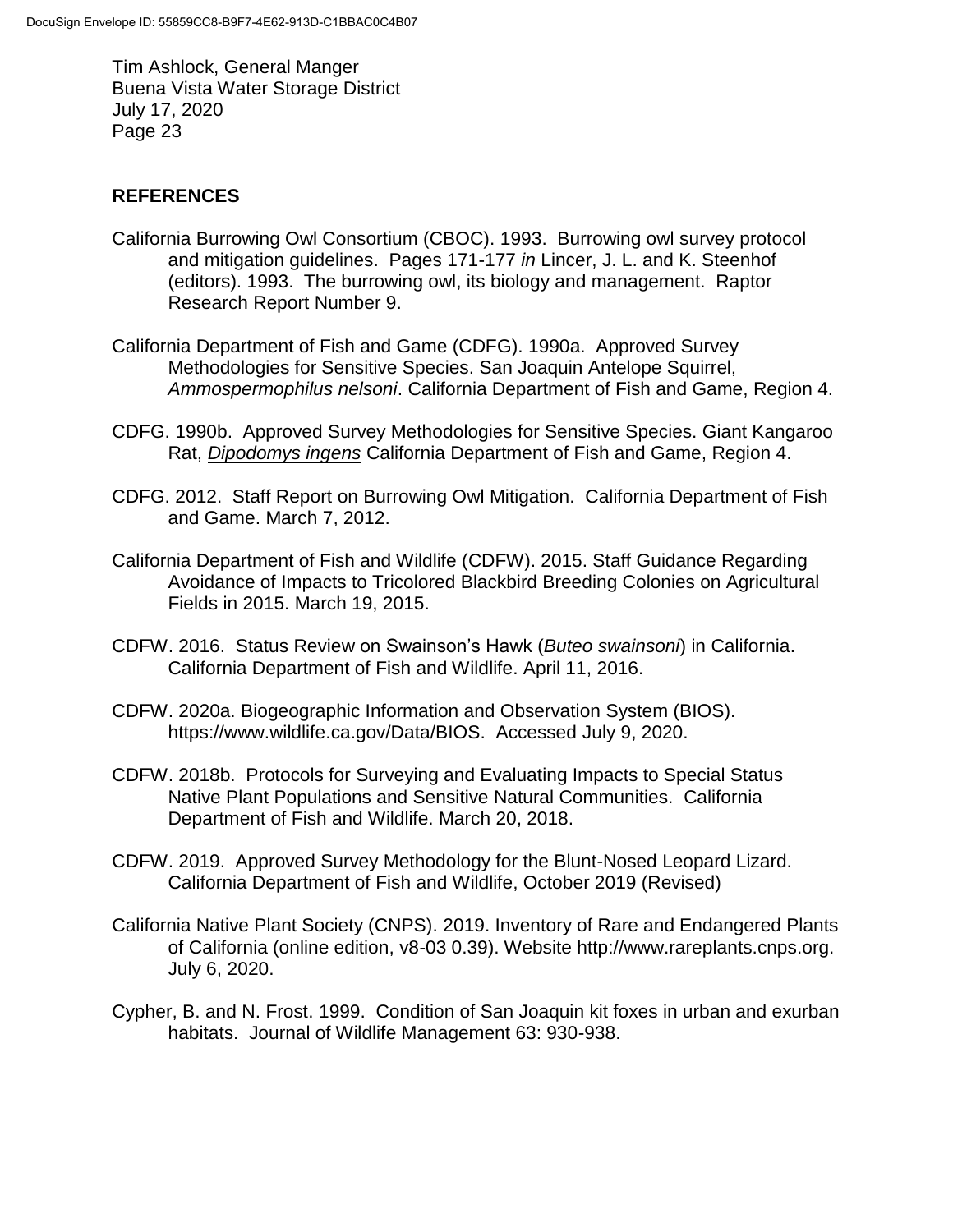## REFERENCES

California Burrowing Owl Consortium (CBOC). 1993. Burrowing owl survey protocol and mitigation guidelines. Pages 171-177 *in* Lincer, J. L. and K. Steenhof (editors). 1993. The burrowing owl, its biology and management. Raptor Research Report Number 9.

California Department of Fish and Game (CDFG). 1990a. Approved Survey Methodologies for Sensitive Species. San Joaquin Antelope Squirrel, *Ammospermophilus nelsoni*. California Department of Fish and Game, Region 4.

CDFG. 1990b. Approved Survey Methodologies for Sensitive Species. Giant Kangaroo Rat, *Dipodomys ingens* California Department of Fish and Game, Region 4.

CDFG. 2012. Staff Report on Burrowing Owl Mitigation. California Department of Fish and Game. March 7, 2012.

California Department of Fish and Wildlife (CDFW). 2015. Staff Guidance Regarding Avoidance of Impacts to Tricolored Blackbird Breeding Colonies on Agricultural Fields in 2015. March 19, 2015.

CDFW. 2016. Status Review on Swainson's Hawk (*Buteo swainsoni*) in California. California Department of Fish and Wildlife. April 11, 2016.

CDFW. 2020a. Biogeographic Information and Observation System (BIOS). https://www.wildlife.ca.gov/Data/BIOS. Accessed July 9, 2020.

CDFW. 2018b. Protocols for Surveying and Evaluating Impacts to Special Status Native Plant Populations and Sensitive Natural Communities. California Department of Fish and Wildlife. March 20, 2018.

CDFW. 2019. Approved Survey Methodology for the Blunt-Nosed Leopard Lizard. California Department of Fish and Wildlife, October 2019 (Revised)

California Native Plant Society (CNPS). 2019. Inventory of Rare and Endangered Plants of California (online edition, v8-03 0.39). Website http://www.rareplants.cnps.org. July 6, 2020.

Cypher, B. and N. Frost. 1999. Condition of San Joaquin kit foxes in urban and exurban habitats. Journal of Wildlife Management 63: 930-938.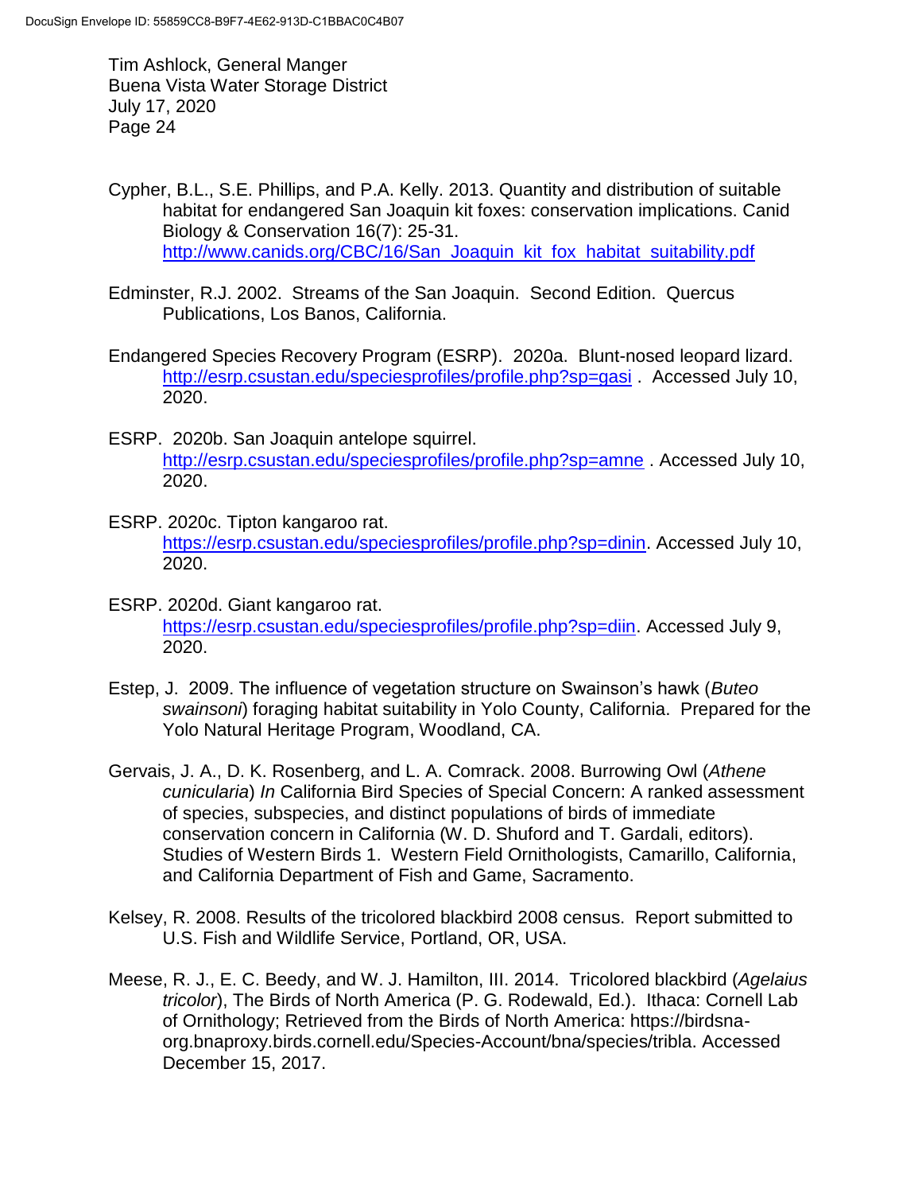Cypher, B.L., S.E. Phillips, and P.A. Kelly. 2013. Quantity and distribution of suitable habitat for endangered San Joaquin kit foxes: conservation implications. Canid Biology & Conservation 16(7): 25-31. http://www.canids.org/CBC/16/San_Joaquin_kit_fox_habitat_suitability.pdf

Edminster, R.J. 2002. Streams of the San Joaquin. Second Edition. Quercus Publications, Los Banos, California.

Endangered Species Recovery Program (ESRP). 2020a. Blunt-nosed leopard lizard. http://esrp.csustan.edu/speciesprofiles/profile.php?sp=gasi . Accessed July 10, 2020.

ESRP. 2020b. San Joaquin antelope squirrel. http://esrp.csustan.edu/speciesprofiles/profile.php?sp=amne . Accessed July 10, 2020.

ESRP. 2020c. Tipton kangaroo rat. https://esrp.csustan.edu/speciesprofiles/profile.php?sp=dinin. Accessed July 10, 2020.

ESRP. 2020d. Giant kangaroo rat. https://esrp.csustan.edu/speciesprofiles/profile.php?sp=diin. Accessed July 9, 2020.

Estep, J. 2009. The influence of vegetation structure on Swainson's hawk (*Buteo swainsoni*) foraging habitat suitability in Yolo County, California. Prepared for the Yolo Natural Heritage Program, Woodland, CA.

Gervais, J. A., D. K. Rosenberg, and L. A. Comrack. 2008. Burrowing Owl (*Athene cunicularia*) *In* California Bird Species of Special Concern: A ranked assessment of species, subspecies, and distinct populations of birds of immediate conservation concern in California (W. D. Shuford and T. Gardali, editors). Studies of Western Birds 1. Western Field Ornithologists, Camarillo, California, and California Department of Fish and Game, Sacramento.

Kelsey, R. 2008. Results of the tricolored blackbird 2008 census. Report submitted to U.S. Fish and Wildlife Service, Portland, OR, USA.

Meese, R. J., E. C. Beedy, and W. J. Hamilton, III. 2014. Tricolored blackbird (*Agelaius tricolor*), The Birds of North America (P. G. Rodewald, Ed.). Ithaca: Cornell Lab of Ornithology; Retrieved from the Birds of North America: https://birdsna-org.bnaproxy.birds.cornell.edu/Species-Account/bna/species/tribla. Accessed December 15, 2017.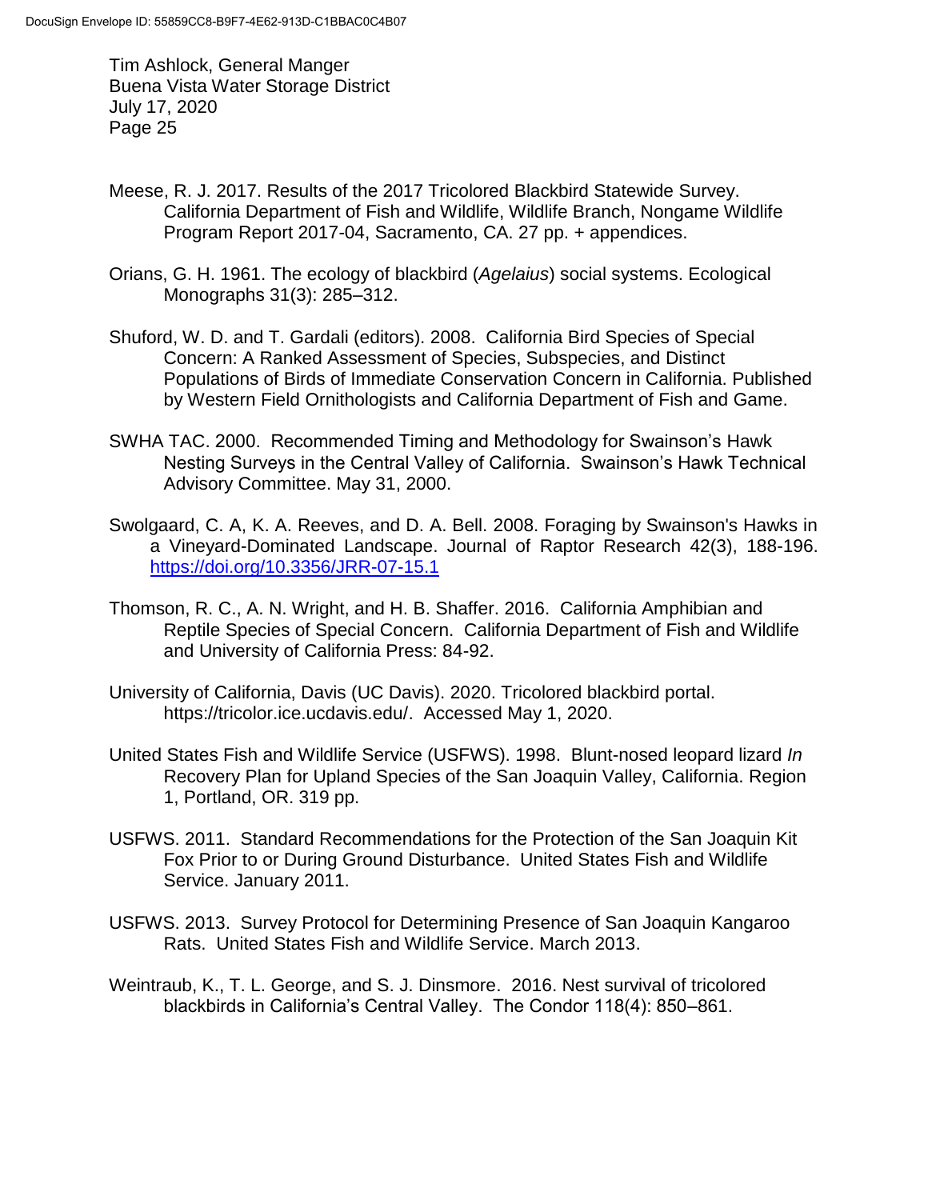Meese, R. J. 2017. Results of the 2017 Tricolored Blackbird Statewide Survey. California Department of Fish and Wildlife, Wildlife Branch, Nongame Wildlife Program Report 2017-04, Sacramento, CA. 27 pp. + appendices.

Orians, G. H. 1961. The ecology of blackbird (*Agelaius*) social systems. Ecological Monographs 31(3): 285–312.

Shuford, W. D. and T. Gardali (editors). 2008. California Bird Species of Special Concern: A Ranked Assessment of Species, Subspecies, and Distinct Populations of Birds of Immediate Conservation Concern in California. Published by Western Field Ornithologists and California Department of Fish and Game.

SWHA TAC. 2000. Recommended Timing and Methodology for Swainson's Hawk Nesting Surveys in the Central Valley of California. Swainson's Hawk Technical Advisory Committee. May 31, 2000.

Swolgaard, C. A, K. A. Reeves, and D. A. Bell. 2008. Foraging by Swainson's Hawks in a Vineyard-Dominated Landscape. Journal of Raptor Research 42(3), 188-196. https://doi.org/10.3356/JRR-07-15.1

Thomson, R. C., A. N. Wright, and H. B. Shaffer. 2016. California Amphibian and Reptile Species of Special Concern. California Department of Fish and Wildlife and University of California Press: 84-92.

University of California, Davis (UC Davis). 2020. Tricolored blackbird portal. https://tricolor.ice.ucdavis.edu/. Accessed May 1, 2020.

United States Fish and Wildlife Service (USFWS). 1998. Blunt-nosed leopard lizard *In* Recovery Plan for Upland Species of the San Joaquin Valley, California. Region 1, Portland, OR. 319 pp.

USFWS. 2011. Standard Recommendations for the Protection of the San Joaquin Kit Fox Prior to or During Ground Disturbance. United States Fish and Wildlife Service. January 2011.

USFWS. 2013. Survey Protocol for Determining Presence of San Joaquin Kangaroo Rats. United States Fish and Wildlife Service. March 2013.

Weintraub, K., T. L. George, and S. J. Dinsmore. 2016. Nest survival of tricolored blackbirds in California's Central Valley. The Condor 118(4): 850–861.